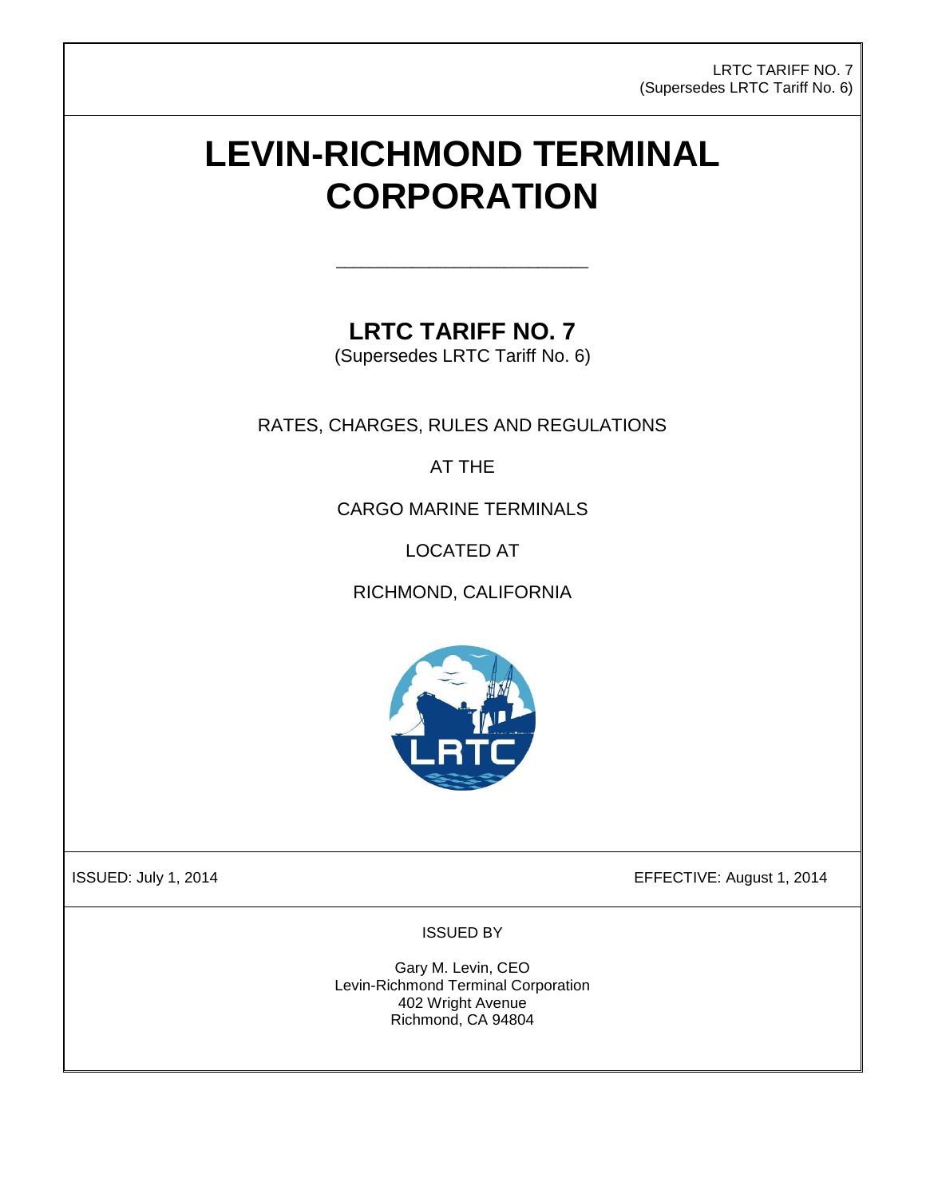LRTC TARIFF NO. 7
(Supersedes LRTC Tariff No. 6)

# LEVIN-RICHMOND TERMINAL CORPORATION

---

## LRTC TARIFF NO. 7

(Supersedes LRTC Tariff No. 6)

RATES, CHARGES, RULES AND REGULATIONS

AT THE

CARGO MARINE TERMINALS

LOCATED AT

RICHMOND, CALIFORNIA

ISSUED: July 1, 2014

EFFECTIVE: August 1, 2014

ISSUED BY

Gary M. Levin, CEO
Levin-Richmond Terminal Corporation
402 Wright Avenue
Richmond, CA 94804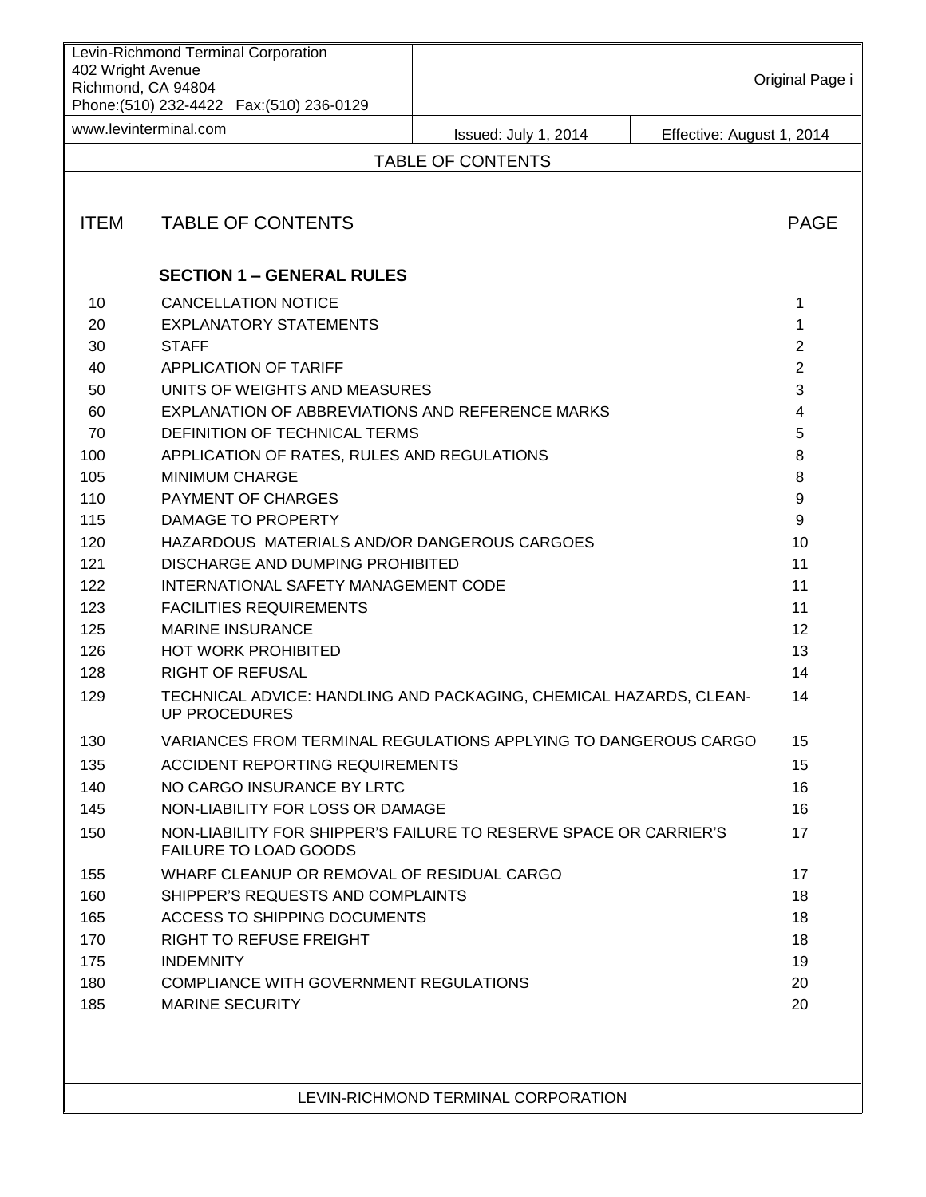| Levin-Richmond Terminal Corporation<br>402 Wright Avenue<br>Richmond, CA 94804<br>Phone:(510) 232-4422 Fax:(510) 236-0129 | | Original Page i |
|---|---|---|
| www.levinterminal.com | Issued: July 1, 2014 | Effective: August 1, 2014 |

## TABLE OF CONTENTS

| ITEM | TABLE OF CONTENTS | PAGE |
|---|---|---|
| | **SECTION 1 – GENERAL RULES** | |
| 10 | CANCELLATION NOTICE | 1 |
| 20 | EXPLANATORY STATEMENTS | 1 |
| 30 | STAFF | 2 |
| 40 | APPLICATION OF TARIFF | 2 |
| 50 | UNITS OF WEIGHTS AND MEASURES | 3 |
| 60 | EXPLANATION OF ABBREVIATIONS AND REFERENCE MARKS | 4 |
| 70 | DEFINITION OF TECHNICAL TERMS | 5 |
| 100 | APPLICATION OF RATES, RULES AND REGULATIONS | 8 |
| 105 | MINIMUM CHARGE | 8 |
| 110 | PAYMENT OF CHARGES | 9 |
| 115 | DAMAGE TO PROPERTY | 9 |
| 120 | HAZARDOUS MATERIALS AND/OR DANGEROUS CARGOES | 10 |
| 121 | DISCHARGE AND DUMPING PROHIBITED | 11 |
| 122 | INTERNATIONAL SAFETY MANAGEMENT CODE | 11 |
| 123 | FACILITIES REQUIREMENTS | 11 |
| 125 | MARINE INSURANCE | 12 |
| 126 | HOT WORK PROHIBITED | 13 |
| 128 | RIGHT OF REFUSAL | 14 |
| 129 | TECHNICAL ADVICE: HANDLING AND PACKAGING, CHEMICAL HAZARDS, CLEAN-UP PROCEDURES | 14 |
| 130 | VARIANCES FROM TERMINAL REGULATIONS APPLYING TO DANGEROUS CARGO | 15 |
| 135 | ACCIDENT REPORTING REQUIREMENTS | 15 |
| 140 | NO CARGO INSURANCE BY LRTC | 16 |
| 145 | NON-LIABILITY FOR LOSS OR DAMAGE | 16 |
| 150 | NON-LIABILITY FOR SHIPPER'S FAILURE TO RESERVE SPACE OR CARRIER'S FAILURE TO LOAD GOODS | 17 |
| 155 | WHARF CLEANUP OR REMOVAL OF RESIDUAL CARGO | 17 |
| 160 | SHIPPER'S REQUESTS AND COMPLAINTS | 18 |
| 165 | ACCESS TO SHIPPING DOCUMENTS | 18 |
| 170 | RIGHT TO REFUSE FREIGHT | 18 |
| 175 | INDEMNITY | 19 |
| 180 | COMPLIANCE WITH GOVERNMENT REGULATIONS | 20 |
| 185 | MARINE SECURITY | 20 |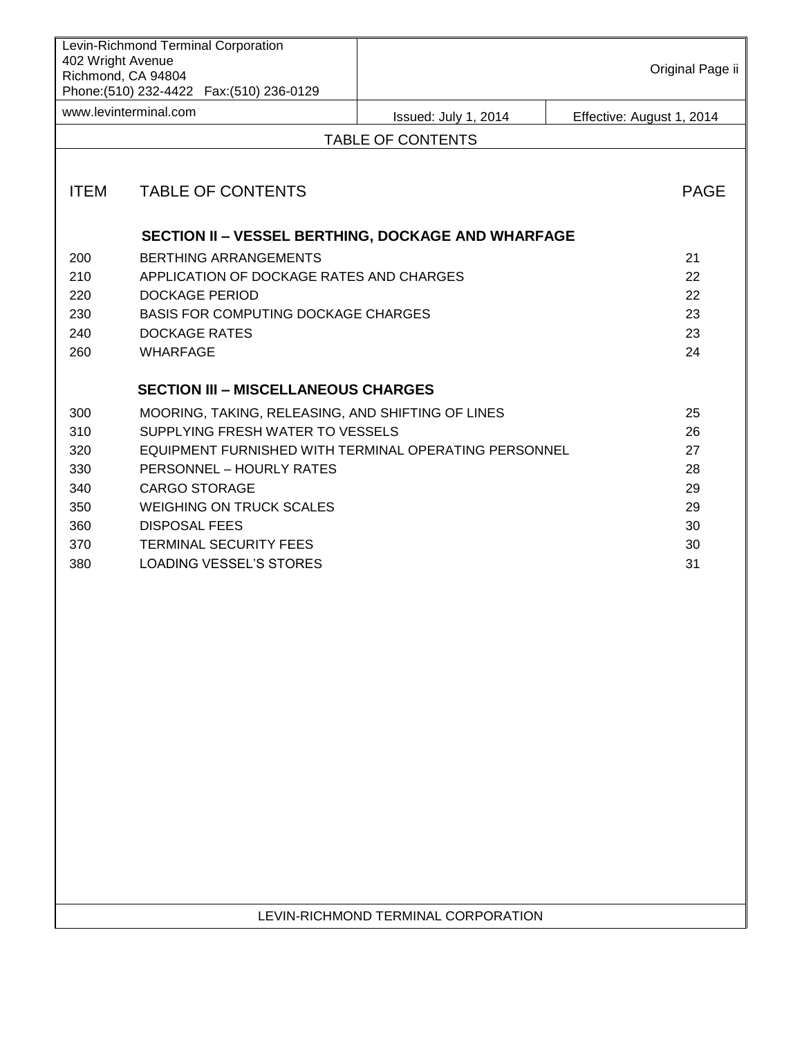# TABLE OF CONTENTS

| ITEM | TABLE OF CONTENTS | PAGE |
|---|---|---|
| | **SECTION II – VESSEL BERTHING, DOCKAGE AND WHARFAGE** | |
| 200 | BERTHING ARRANGEMENTS | 21 |
| 210 | APPLICATION OF DOCKAGE RATES AND CHARGES | 22 |
| 220 | DOCKAGE PERIOD | 22 |
| 230 | BASIS FOR COMPUTING DOCKAGE CHARGES | 23 |
| 240 | DOCKAGE RATES | 23 |
| 260 | WHARFAGE | 24 |
| | **SECTION III – MISCELLANEOUS CHARGES** | |
| 300 | MOORING, TAKING, RELEASING, AND SHIFTING OF LINES | 25 |
| 310 | SUPPLYING FRESH WATER TO VESSELS | 26 |
| 320 | EQUIPMENT FURNISHED WITH TERMINAL OPERATING PERSONNEL | 27 |
| 330 | PERSONNEL – HOURLY RATES | 28 |
| 340 | CARGO STORAGE | 29 |
| 350 | WEIGHING ON TRUCK SCALES | 29 |
| 360 | DISPOSAL FEES | 30 |
| 370 | TERMINAL SECURITY FEES | 30 |
| 380 | LOADING VESSEL'S STORES | 31 |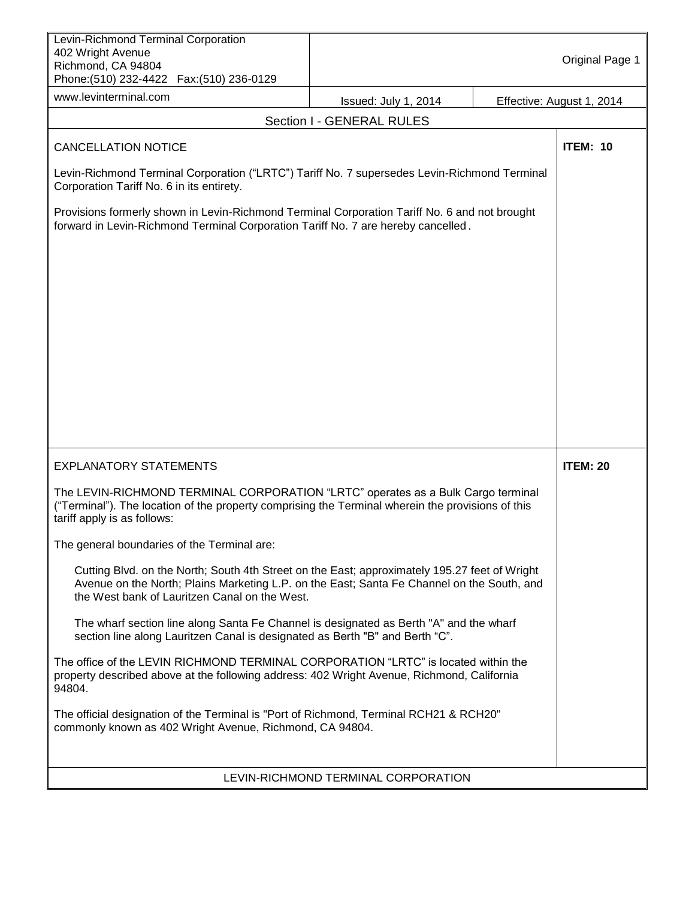## Section I - GENERAL RULES

### CANCELLATION NOTICE

**ITEM: 10**

Levin-Richmond Terminal Corporation ("LRTC") Tariff No. 7 supersedes Levin-Richmond Terminal Corporation Tariff No. 6 in its entirety.

Provisions formerly shown in Levin-Richmond Terminal Corporation Tariff No. 6 and not brought forward in Levin-Richmond Terminal Corporation Tariff No. 7 are hereby cancelled.

### EXPLANATORY STATEMENTS

**ITEM: 20**

The LEVIN-RICHMOND TERMINAL CORPORATION "LRTC" operates as a Bulk Cargo terminal ("Terminal"). The location of the property comprising the Terminal wherein the provisions of this tariff apply is as follows:

The general boundaries of the Terminal are:

> Cutting Blvd. on the North; South 4th Street on the East; approximately 195.27 feet of Wright Avenue on the North; Plains Marketing L.P. on the East; Santa Fe Channel on the South, and the West bank of Lauritzen Canal on the West.
>
> The wharf section line along Santa Fe Channel is designated as Berth "A" and the wharf section line along Lauritzen Canal is designated as Berth "B" and Berth "C".

The office of the LEVIN RICHMOND TERMINAL CORPORATION "LRTC" is located within the property described above at the following address: 402 Wright Avenue, Richmond, California 94804.

The official designation of the Terminal is "Port of Richmond, Terminal RCH21 & RCH20" commonly known as 402 Wright Avenue, Richmond, CA 94804.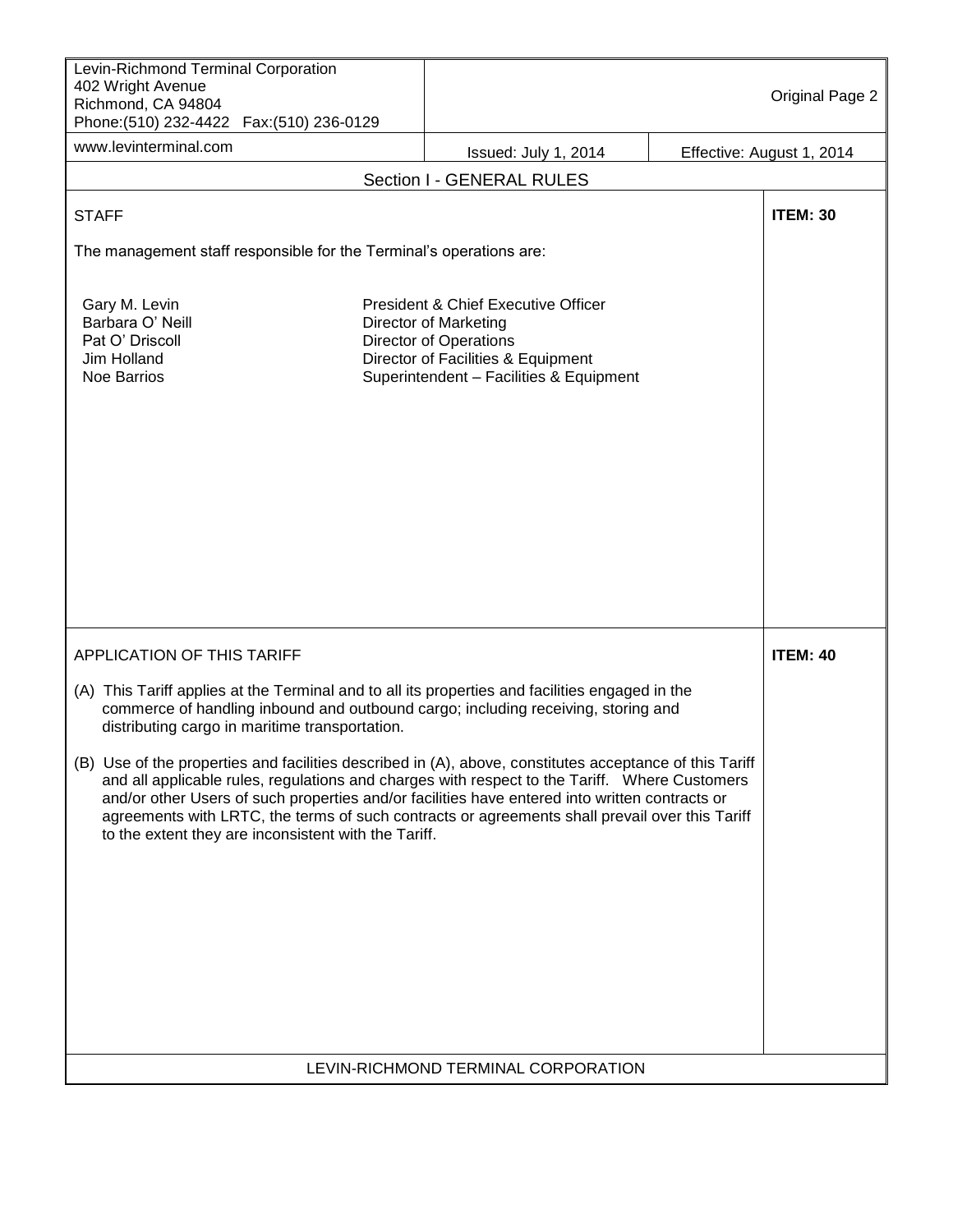## Section I - GENERAL RULES

### STAFF

**ITEM: 30**

The management staff responsible for the Terminal's operations are:

| | |
|---|---|
| Gary M. Levin | President & Chief Executive Officer |
| Barbara O' Neill | Director of Marketing |
| Pat O' Driscoll | Director of Operations |
| Jim Holland | Director of Facilities & Equipment |
| Noe Barrios | Superintendent – Facilities & Equipment |

### APPLICATION OF THIS TARIFF

**ITEM: 40**

(A) This Tariff applies at the Terminal and to all its properties and facilities engaged in the commerce of handling inbound and outbound cargo; including receiving, storing and distributing cargo in maritime transportation.

(B) Use of the properties and facilities described in (A), above, constitutes acceptance of this Tariff and all applicable rules, regulations and charges with respect to the Tariff. Where Customers and/or other Users of such properties and/or facilities have entered into written contracts or agreements with LRTC, the terms of such contracts or agreements shall prevail over this Tariff to the extent they are inconsistent with the Tariff.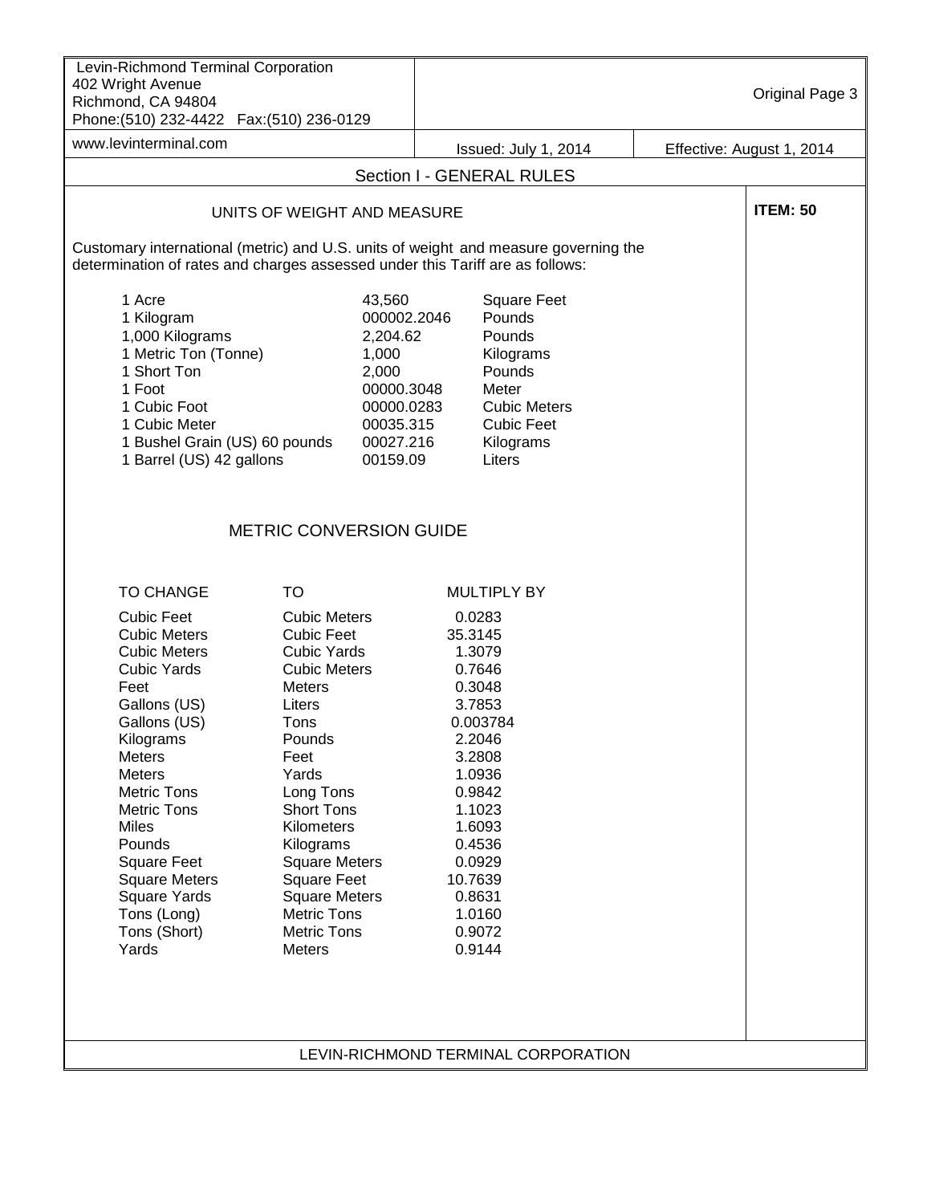Levin-Richmond Terminal Corporation
402 Wright Avenue
Richmond, CA 94804
Phone:(510) 232-4422 Fax:(510) 236-0129
www.levinterminal.com

Original Page 3

Issued: July 1, 2014 | Effective: August 1, 2014

## Section I - GENERAL RULES

### UNITS OF WEIGHT AND MEASURE

**ITEM: 50**

Customary international (metric) and U.S. units of weight and measure governing the determination of rates and charges assessed under this Tariff are as follows:

| | | |
|---|---|---|
| 1 Acre | 43,560 | Square Feet |
| 1 Kilogram | 000002.2046 | Pounds |
| 1,000 Kilograms | 2,204.62 | Pounds |
| 1 Metric Ton (Tonne) | 1,000 | Kilograms |
| 1 Short Ton | 2,000 | Pounds |
| 1 Foot | 00000.3048 | Meter |
| 1 Cubic Foot | 00000.0283 | Cubic Meters |
| 1 Cubic Meter | 00035.315 | Cubic Feet |
| 1 Bushel Grain (US) 60 pounds | 00027.216 | Kilograms |
| 1 Barrel (US) 42 gallons | 00159.09 | Liters |

### METRIC CONVERSION GUIDE

| TO CHANGE | TO | MULTIPLY BY |
|---|---|---|
| Cubic Feet | Cubic Meters | 0.0283 |
| Cubic Meters | Cubic Feet | 35.3145 |
| Cubic Meters | Cubic Yards | 1.3079 |
| Cubic Yards | Cubic Meters | 0.7646 |
| Feet | Meters | 0.3048 |
| Gallons (US) | Liters | 3.7853 |
| Gallons (US) | Tons | 0.003784 |
| Kilograms | Pounds | 2.2046 |
| Meters | Feet | 3.2808 |
| Meters | Yards | 1.0936 |
| Metric Tons | Long Tons | 0.9842 |
| Metric Tons | Short Tons | 1.1023 |
| Miles | Kilometers | 1.6093 |
| Pounds | Kilograms | 0.4536 |
| Square Feet | Square Meters | 0.0929 |
| Square Meters | Square Feet | 10.7639 |
| Square Yards | Square Meters | 0.8631 |
| Tons (Long) | Metric Tons | 1.0160 |
| Tons (Short) | Metric Tons | 0.9072 |
| Yards | Meters | 0.9144 |

LEVIN-RICHMOND TERMINAL CORPORATION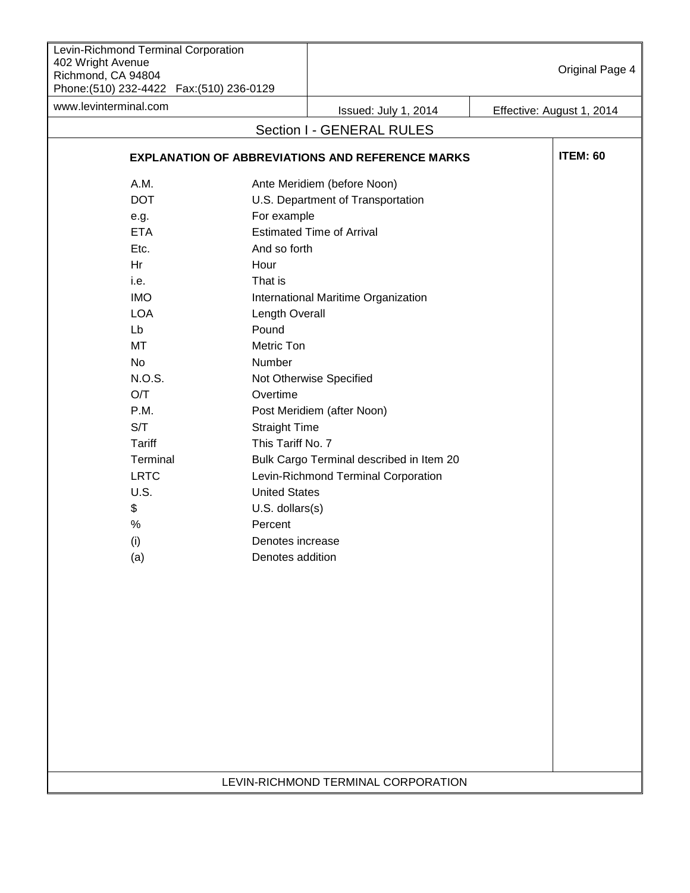## Section I - GENERAL RULES

### EXPLANATION OF ABBREVIATIONS AND REFERENCE MARKS

**ITEM: 60**

| Abbreviation | Meaning |
|---|---|
| A.M. | Ante Meridiem (before Noon) |
| DOT | U.S. Department of Transportation |
| e.g. | For example |
| ETA | Estimated Time of Arrival |
| Etc. | And so forth |
| Hr | Hour |
| i.e. | That is |
| IMO | International Maritime Organization |
| LOA | Length Overall |
| Lb | Pound |
| MT | Metric Ton |
| No | Number |
| N.O.S. | Not Otherwise Specified |
| O/T | Overtime |
| P.M. | Post Meridiem (after Noon) |
| S/T | Straight Time |
| Tariff | This Tariff No. 7 |
| Terminal | Bulk Cargo Terminal described in Item 20 |
| LRTC | Levin-Richmond Terminal Corporation |
| U.S. | United States |
| $ | U.S. dollars(s) |
| % | Percent |
| (i) | Denotes increase |
| (a) | Denotes addition |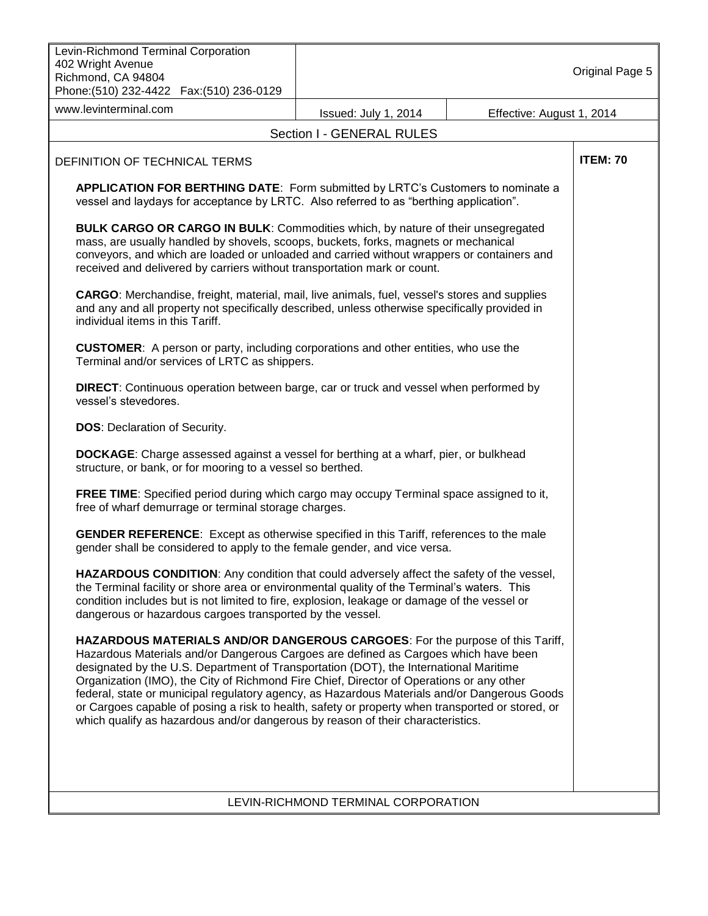## Section I - GENERAL RULES

### DEFINITION OF TECHNICAL TERMS

**ITEM: 70**

**APPLICATION FOR BERTHING DATE**: Form submitted by LRTC's Customers to nominate a vessel and laydays for acceptance by LRTC. Also referred to as "berthing application".

**BULK CARGO OR CARGO IN BULK**: Commodities which, by nature of their unsegregated mass, are usually handled by shovels, scoops, buckets, forks, magnets or mechanical conveyors, and which are loaded or unloaded and carried without wrappers or containers and received and delivered by carriers without transportation mark or count.

**CARGO**: Merchandise, freight, material, mail, live animals, fuel, vessel's stores and supplies and any and all property not specifically described, unless otherwise specifically provided in individual items in this Tariff.

**CUSTOMER**: A person or party, including corporations and other entities, who use the Terminal and/or services of LRTC as shippers.

**DIRECT**: Continuous operation between barge, car or truck and vessel when performed by vessel's stevedores.

**DOS**: Declaration of Security.

**DOCKAGE**: Charge assessed against a vessel for berthing at a wharf, pier, or bulkhead structure, or bank, or for mooring to a vessel so berthed.

**FREE TIME**: Specified period during which cargo may occupy Terminal space assigned to it, free of wharf demurrage or terminal storage charges.

**GENDER REFERENCE**: Except as otherwise specified in this Tariff, references to the male gender shall be considered to apply to the female gender, and vice versa.

**HAZARDOUS CONDITION**: Any condition that could adversely affect the safety of the vessel, the Terminal facility or shore area or environmental quality of the Terminal's waters. This condition includes but is not limited to fire, explosion, leakage or damage of the vessel or dangerous or hazardous cargoes transported by the vessel.

**HAZARDOUS MATERIALS AND/OR DANGEROUS CARGOES**: For the purpose of this Tariff, Hazardous Materials and/or Dangerous Cargoes are defined as Cargoes which have been designated by the U.S. Department of Transportation (DOT), the International Maritime Organization (IMO), the City of Richmond Fire Chief, Director of Operations or any other federal, state or municipal regulatory agency, as Hazardous Materials and/or Dangerous Goods or Cargoes capable of posing a risk to health, safety or property when transported or stored, or which qualify as hazardous and/or dangerous by reason of their characteristics.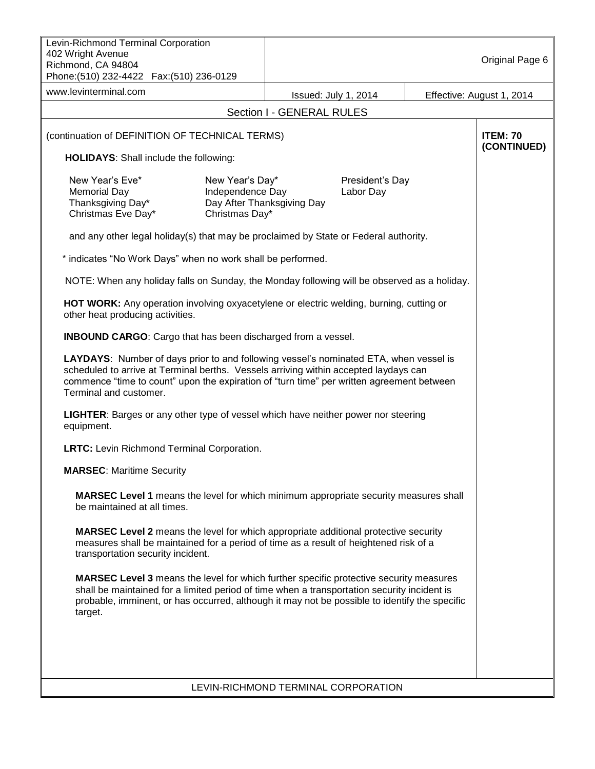Section I - GENERAL RULES

(continuation of DEFINITION OF TECHNICAL TERMS)

**ITEM: 70 (CONTINUED)**

**HOLIDAYS**: Shall include the following:

| | | |
|---|---|---|
| New Year's Eve* | New Year's Day* | President's Day |
| Memorial Day | Independence Day | Labor Day |
| Thanksgiving Day* | Day After Thanksgiving Day | |
| Christmas Eve Day* | Christmas Day* | |

and any other legal holiday(s) that may be proclaimed by State or Federal authority.

* indicates "No Work Days" when no work shall be performed.

NOTE: When any holiday falls on Sunday, the Monday following will be observed as a holiday.

**HOT WORK:** Any operation involving oxyacetylene or electric welding, burning, cutting or other heat producing activities.

**INBOUND CARGO**: Cargo that has been discharged from a vessel.

**LAYDAYS**: Number of days prior to and following vessel's nominated ETA, when vessel is scheduled to arrive at Terminal berths. Vessels arriving within accepted laydays can commence "time to count" upon the expiration of "turn time" per written agreement between Terminal and customer.

**LIGHTER**: Barges or any other type of vessel which have neither power nor steering equipment.

**LRTC:** Levin Richmond Terminal Corporation.

**MARSEC**: Maritime Security

**MARSEC Level 1** means the level for which minimum appropriate security measures shall be maintained at all times.

**MARSEC Level 2** means the level for which appropriate additional protective security measures shall be maintained for a period of time as a result of heightened risk of a transportation security incident.

**MARSEC Level 3** means the level for which further specific protective security measures shall be maintained for a limited period of time when a transportation security incident is probable, imminent, or has occurred, although it may not be possible to identify the specific target.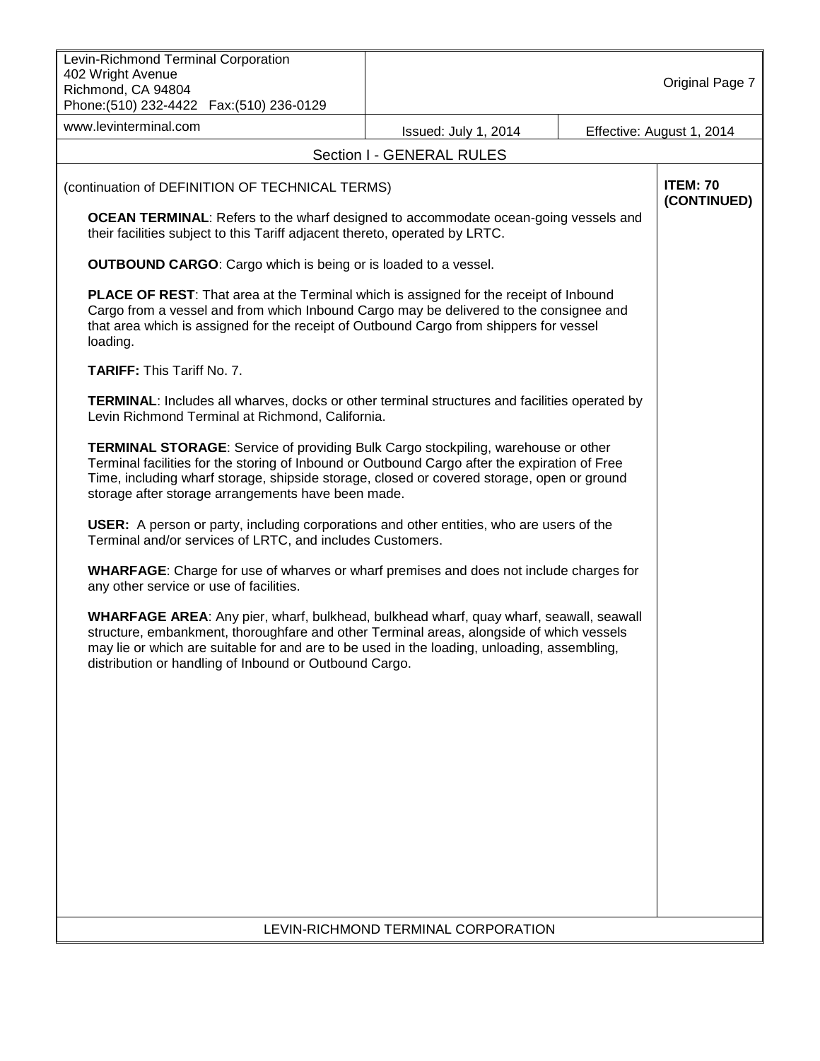## Section I - GENERAL RULES

(continuation of DEFINITION OF TECHNICAL TERMS) **ITEM: 70 (CONTINUED)**

**OCEAN TERMINAL**: Refers to the wharf designed to accommodate ocean-going vessels and their facilities subject to this Tariff adjacent thereto, operated by LRTC.

**OUTBOUND CARGO**: Cargo which is being or is loaded to a vessel.

**PLACE OF REST**: That area at the Terminal which is assigned for the receipt of Inbound Cargo from a vessel and from which Inbound Cargo may be delivered to the consignee and that area which is assigned for the receipt of Outbound Cargo from shippers for vessel loading.

**TARIFF:** This Tariff No. 7.

**TERMINAL**: Includes all wharves, docks or other terminal structures and facilities operated by Levin Richmond Terminal at Richmond, California.

**TERMINAL STORAGE**: Service of providing Bulk Cargo stockpiling, warehouse or other Terminal facilities for the storing of Inbound or Outbound Cargo after the expiration of Free Time, including wharf storage, shipside storage, closed or covered storage, open or ground storage after storage arrangements have been made.

**USER:** A person or party, including corporations and other entities, who are users of the Terminal and/or services of LRTC, and includes Customers.

**WHARFAGE**: Charge for use of wharves or wharf premises and does not include charges for any other service or use of facilities.

**WHARFAGE AREA**: Any pier, wharf, bulkhead, bulkhead wharf, quay wharf, seawall, seawall structure, embankment, thoroughfare and other Terminal areas, alongside of which vessels may lie or which are suitable for and are to be used in the loading, unloading, assembling, distribution or handling of Inbound or Outbound Cargo.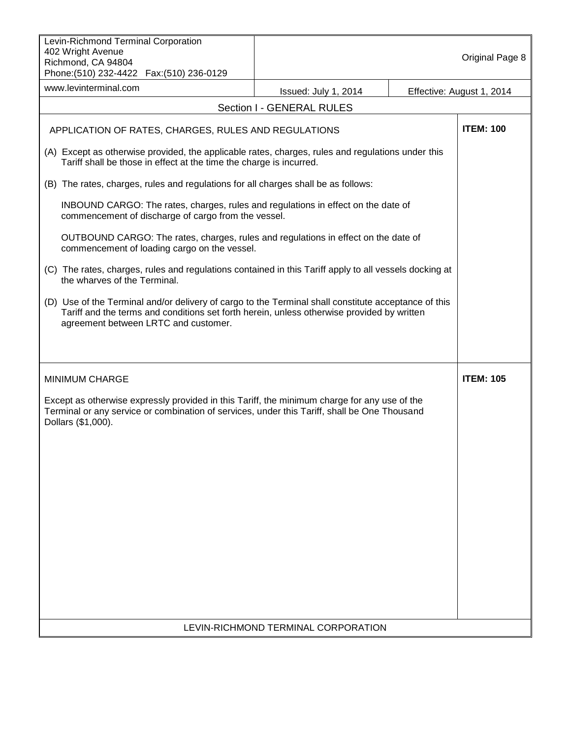## Section I - GENERAL RULES

### APPLICATION OF RATES, CHARGES, RULES AND REGULATIONS

**ITEM: 100**

(A) Except as otherwise provided, the applicable rates, charges, rules and regulations under this Tariff shall be those in effect at the time the charge is incurred.

(B) The rates, charges, rules and regulations for all charges shall be as follows:

INBOUND CARGO: The rates, charges, rules and regulations in effect on the date of commencement of discharge of cargo from the vessel.

OUTBOUND CARGO: The rates, charges, rules and regulations in effect on the date of commencement of loading cargo on the vessel.

(C) The rates, charges, rules and regulations contained in this Tariff apply to all vessels docking at the wharves of the Terminal.

(D) Use of the Terminal and/or delivery of cargo to the Terminal shall constitute acceptance of this Tariff and the terms and conditions set forth herein, unless otherwise provided by written agreement between LRTC and customer.

### MINIMUM CHARGE

**ITEM: 105**

Except as otherwise expressly provided in this Tariff, the minimum charge for any use of the Terminal or any service or combination of services, under this Tariff, shall be One Thousand Dollars ($1,000).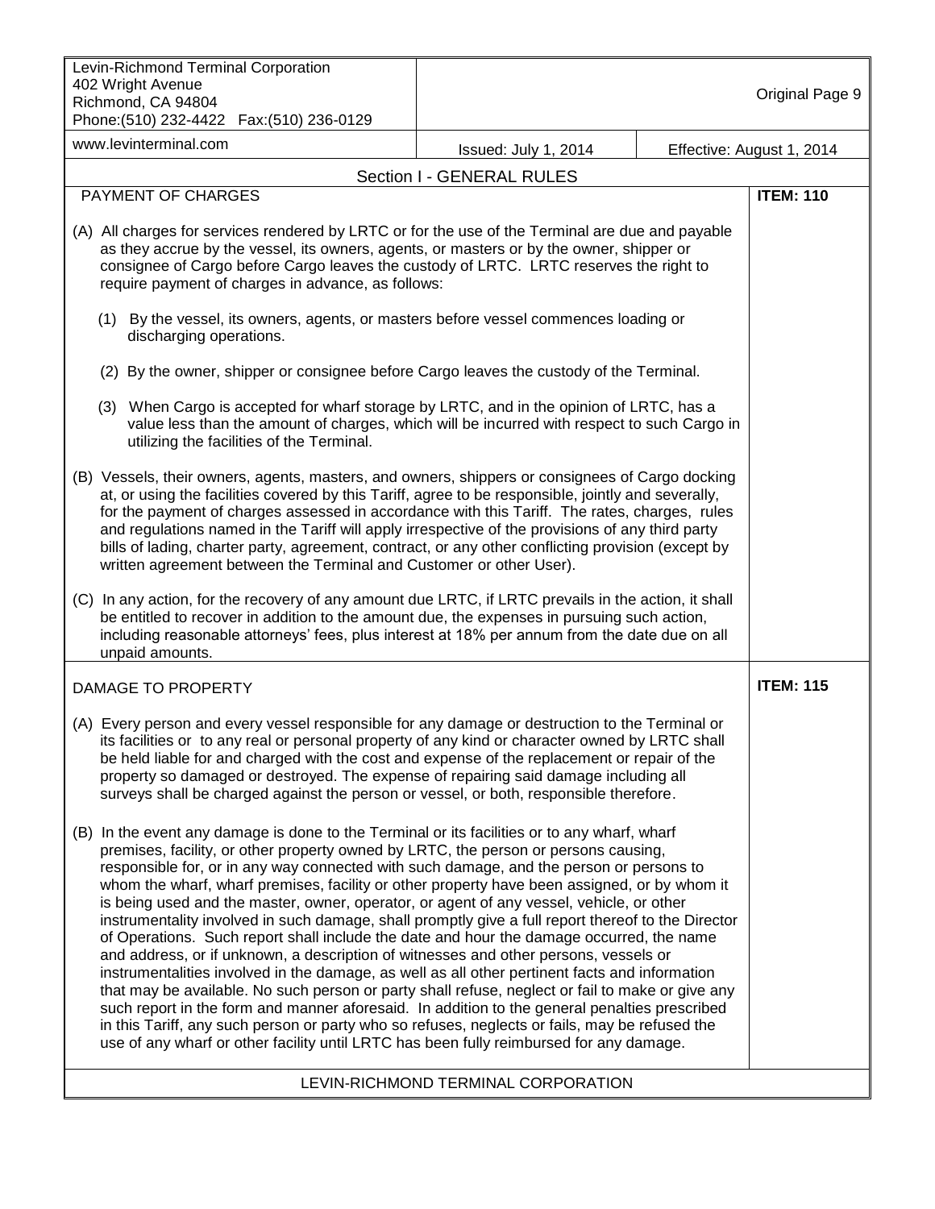## Section I - GENERAL RULES

### PAYMENT OF CHARGES

**ITEM: 110**

(A) All charges for services rendered by LRTC or for the use of the Terminal are due and payable as they accrue by the vessel, its owners, agents, or masters or by the owner, shipper or consignee of Cargo before Cargo leaves the custody of LRTC. LRTC reserves the right to require payment of charges in advance, as follows:

(1) By the vessel, its owners, agents, or masters before vessel commences loading or discharging operations.

(2) By the owner, shipper or consignee before Cargo leaves the custody of the Terminal.

(3) When Cargo is accepted for wharf storage by LRTC, and in the opinion of LRTC, has a value less than the amount of charges, which will be incurred with respect to such Cargo in utilizing the facilities of the Terminal.

(B) Vessels, their owners, agents, masters, and owners, shippers or consignees of Cargo docking at, or using the facilities covered by this Tariff, agree to be responsible, jointly and severally, for the payment of charges assessed in accordance with this Tariff. The rates, charges, rules and regulations named in the Tariff will apply irrespective of the provisions of any third party bills of lading, charter party, agreement, contract, or any other conflicting provision (except by written agreement between the Terminal and Customer or other User).

(C) In any action, for the recovery of any amount due LRTC, if LRTC prevails in the action, it shall be entitled to recover in addition to the amount due, the expenses in pursuing such action, including reasonable attorneys' fees, plus interest at 18% per annum from the date due on all unpaid amounts.

### DAMAGE TO PROPERTY

**ITEM: 115**

(A) Every person and every vessel responsible for any damage or destruction to the Terminal or its facilities or to any real or personal property of any kind or character owned by LRTC shall be held liable for and charged with the cost and expense of the replacement or repair of the property so damaged or destroyed. The expense of repairing said damage including all surveys shall be charged against the person or vessel, or both, responsible therefore.

(B) In the event any damage is done to the Terminal or its facilities or to any wharf, wharf premises, facility, or other property owned by LRTC, the person or persons causing, responsible for, or in any way connected with such damage, and the person or persons to whom the wharf, wharf premises, facility or other property have been assigned, or by whom it is being used and the master, owner, operator, or agent of any vessel, vehicle, or other instrumentality involved in such damage, shall promptly give a full report thereof to the Director of Operations. Such report shall include the date and hour the damage occurred, the name and address, or if unknown, a description of witnesses and other persons, vessels or instrumentalities involved in the damage, as well as all other pertinent facts and information that may be available. No such person or party shall refuse, neglect or fail to make or give any such report in the form and manner aforesaid. In addition to the general penalties prescribed in this Tariff, any such person or party who so refuses, neglects or fails, may be refused the use of any wharf or other facility until LRTC has been fully reimbursed for any damage.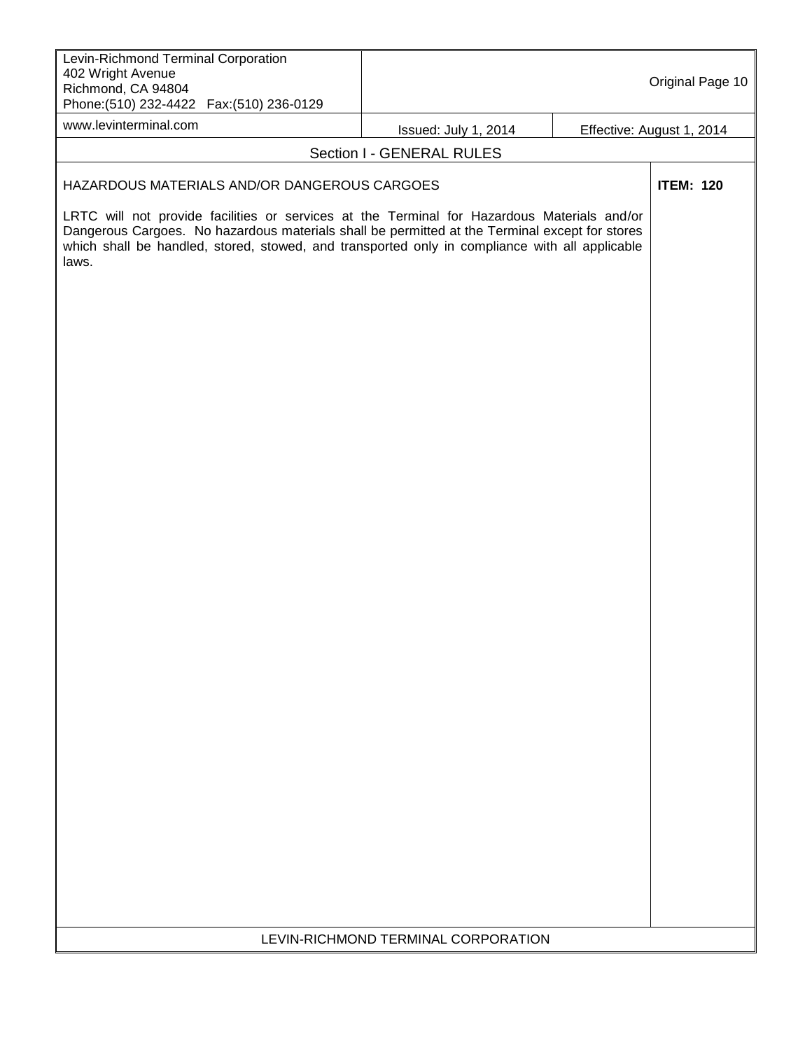## Section I - GENERAL RULES

### HAZARDOUS MATERIALS AND/OR DANGEROUS CARGOES

**ITEM: 120**

LRTC will not provide facilities or services at the Terminal for Hazardous Materials and/or Dangerous Cargoes. No hazardous materials shall be permitted at the Terminal except for stores which shall be handled, stored, stowed, and transported only in compliance with all applicable laws.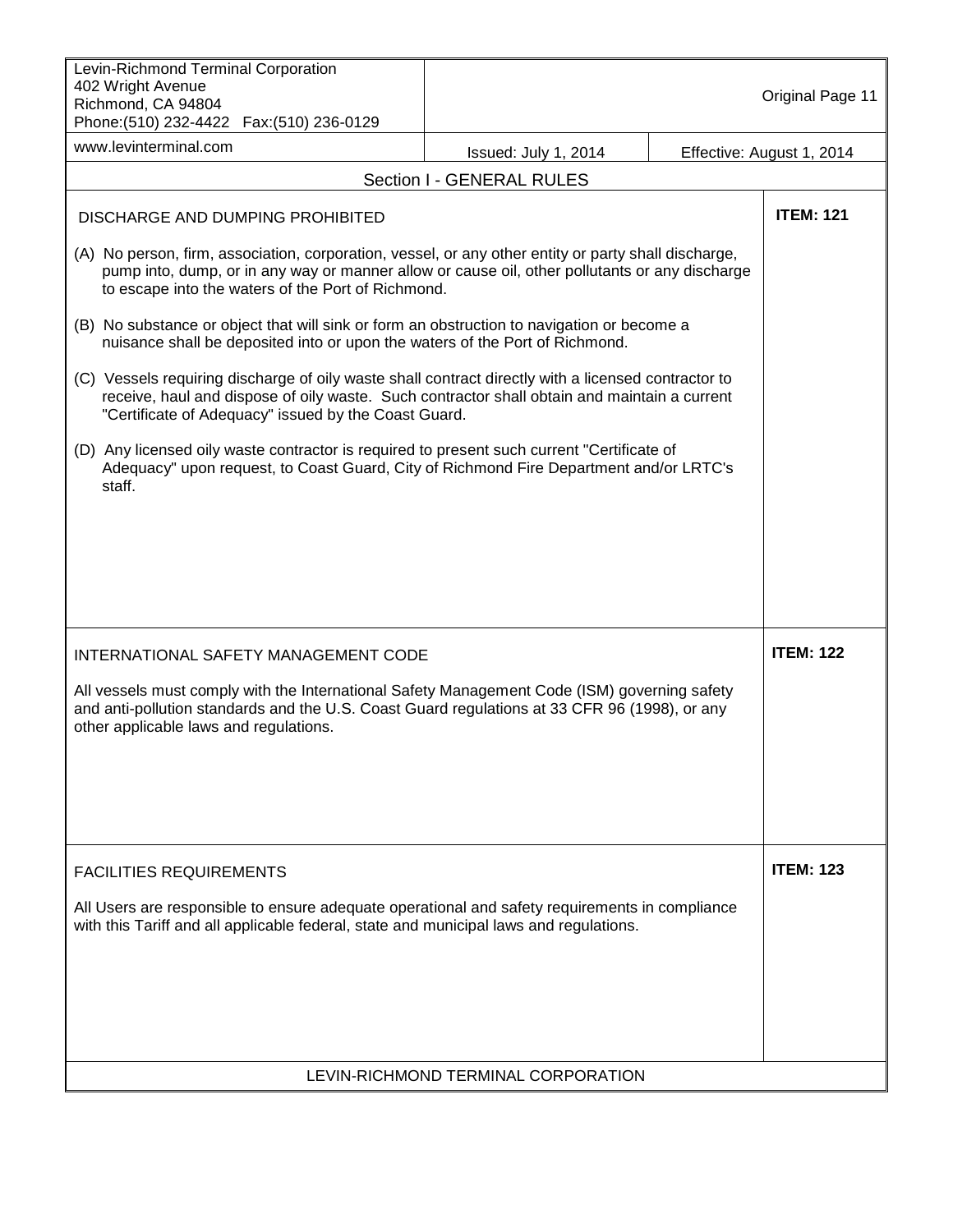## Section I - GENERAL RULES

### DISCHARGE AND DUMPING PROHIBITED

**ITEM: 121**

(A) No person, firm, association, corporation, vessel, or any other entity or party shall discharge, pump into, dump, or in any way or manner allow or cause oil, other pollutants or any discharge to escape into the waters of the Port of Richmond.

(B) No substance or object that will sink or form an obstruction to navigation or become a nuisance shall be deposited into or upon the waters of the Port of Richmond.

(C) Vessels requiring discharge of oily waste shall contract directly with a licensed contractor to receive, haul and dispose of oily waste. Such contractor shall obtain and maintain a current "Certificate of Adequacy" issued by the Coast Guard.

(D) Any licensed oily waste contractor is required to present such current "Certificate of Adequacy" upon request, to Coast Guard, City of Richmond Fire Department and/or LRTC's staff.

### INTERNATIONAL SAFETY MANAGEMENT CODE

**ITEM: 122**

All vessels must comply with the International Safety Management Code (ISM) governing safety and anti-pollution standards and the U.S. Coast Guard regulations at 33 CFR 96 (1998), or any other applicable laws and regulations.

### FACILITIES REQUIREMENTS

**ITEM: 123**

All Users are responsible to ensure adequate operational and safety requirements in compliance with this Tariff and all applicable federal, state and municipal laws and regulations.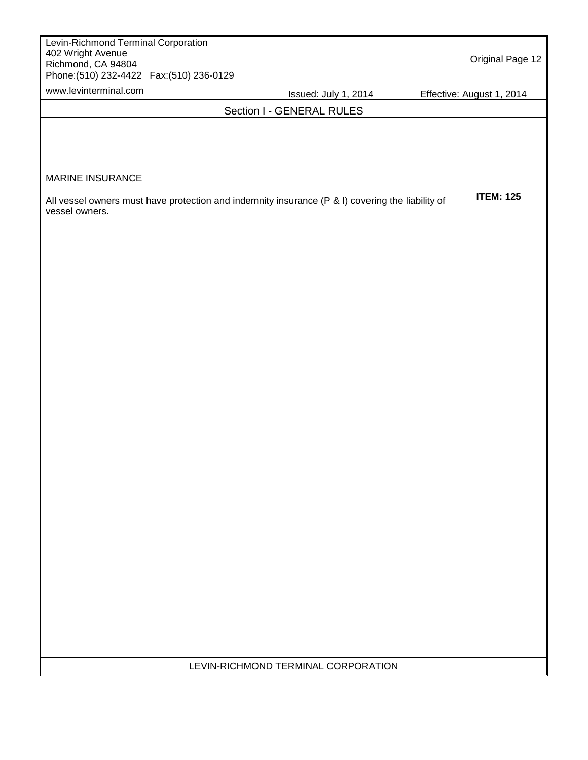## MARINE INSURANCE

**ITEM: 125**

All vessel owners must have protection and indemnity insurance (P & I) covering the liability of vessel owners.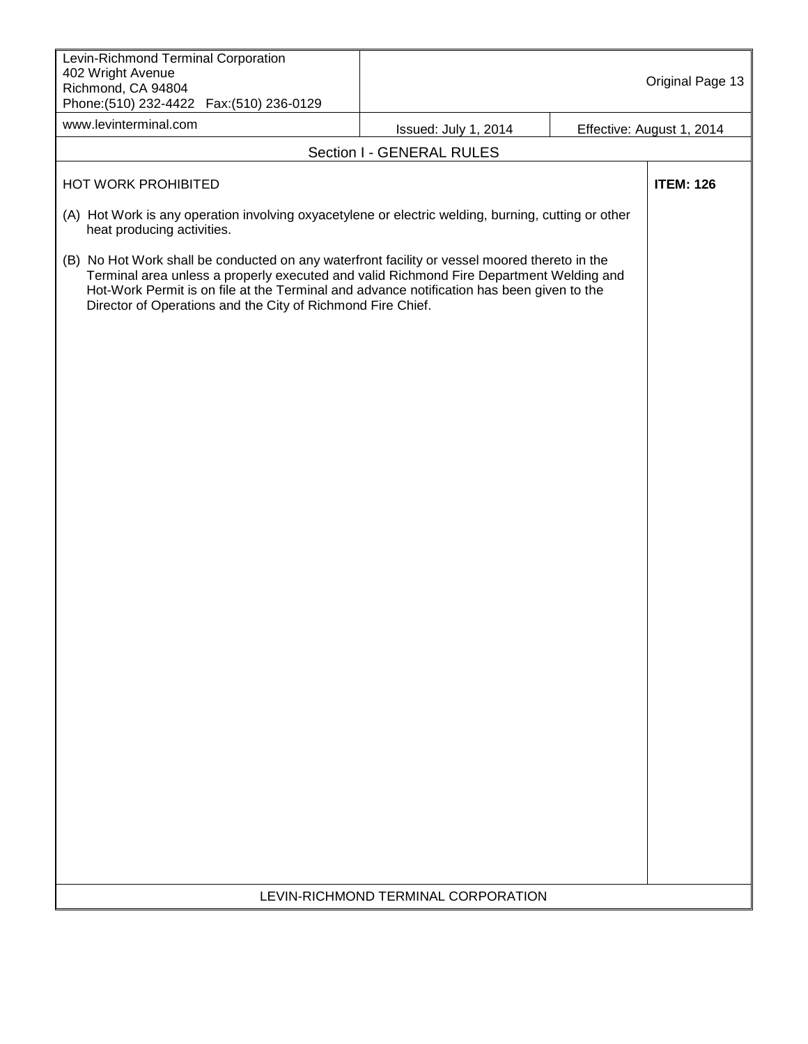## Section I - GENERAL RULES

### HOT WORK PROHIBITED

**ITEM: 126**

(A) Hot Work is any operation involving oxyacetylene or electric welding, burning, cutting or other heat producing activities.

(B) No Hot Work shall be conducted on any waterfront facility or vessel moored thereto in the Terminal area unless a properly executed and valid Richmond Fire Department Welding and Hot-Work Permit is on file at the Terminal and advance notification has been given to the Director of Operations and the City of Richmond Fire Chief.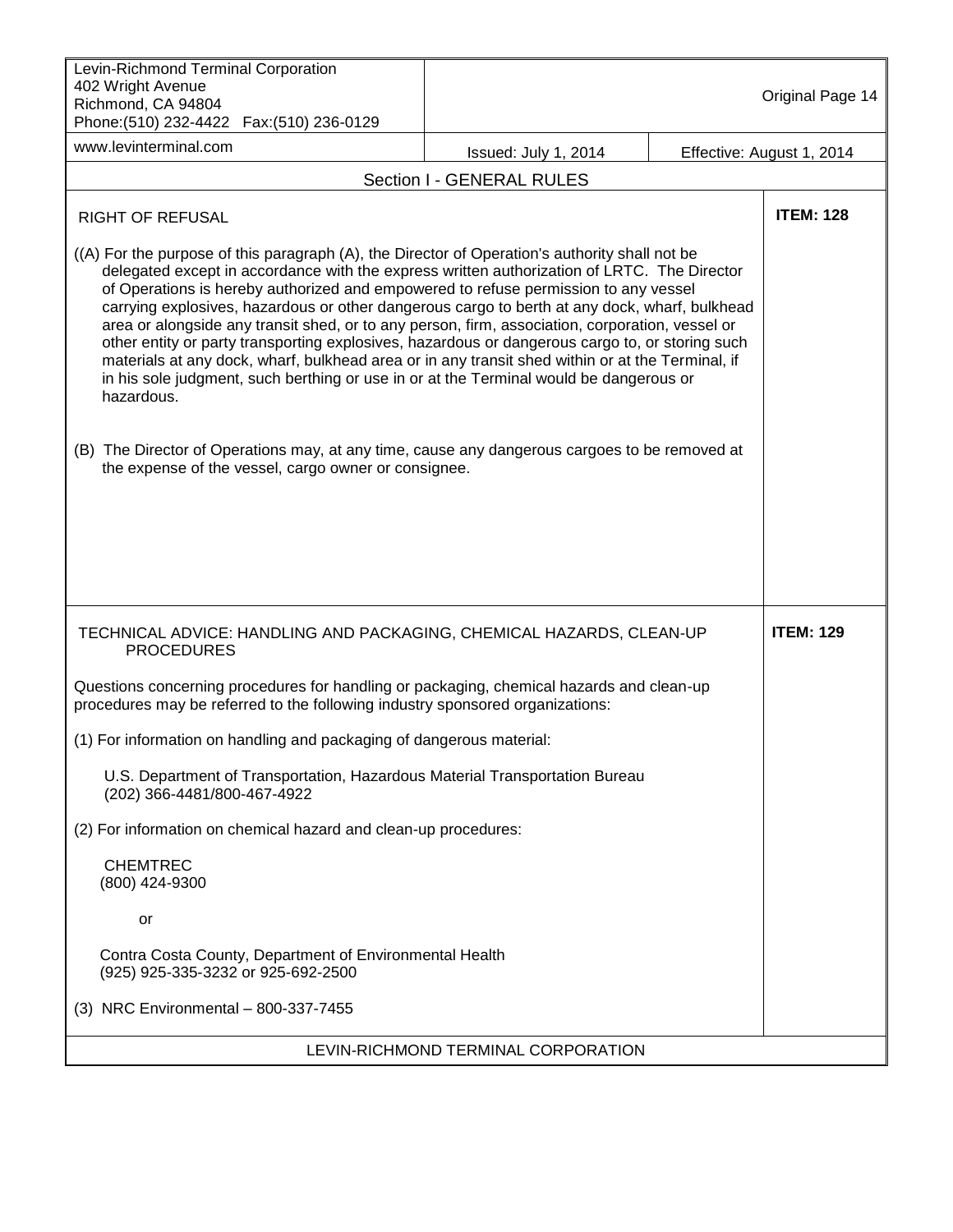## Section I - GENERAL RULES

### RIGHT OF REFUSAL

**ITEM: 128**

((A) For the purpose of this paragraph (A), the Director of Operation's authority shall not be delegated except in accordance with the express written authorization of LRTC. The Director of Operations is hereby authorized and empowered to refuse permission to any vessel carrying explosives, hazardous or other dangerous cargo to berth at any dock, wharf, bulkhead area or alongside any transit shed, or to any person, firm, association, corporation, vessel or other entity or party transporting explosives, hazardous or dangerous cargo to, or storing such materials at any dock, wharf, bulkhead area or in any transit shed within or at the Terminal, if in his sole judgment, such berthing or use in or at the Terminal would be dangerous or hazardous.

(B) The Director of Operations may, at any time, cause any dangerous cargoes to be removed at the expense of the vessel, cargo owner or consignee.

### TECHNICAL ADVICE: HANDLING AND PACKAGING, CHEMICAL HAZARDS, CLEAN-UP PROCEDURES

**ITEM: 129**

Questions concerning procedures for handling or packaging, chemical hazards and clean-up procedures may be referred to the following industry sponsored organizations:

(1) For information on handling and packaging of dangerous material:

U.S. Department of Transportation, Hazardous Material Transportation Bureau
(202) 366-4481/800-467-4922

(2) For information on chemical hazard and clean-up procedures:

CHEMTREC
(800) 424-9300

or

Contra Costa County, Department of Environmental Health
(925) 925-335-3232 or 925-692-2500

(3) NRC Environmental – 800-337-7455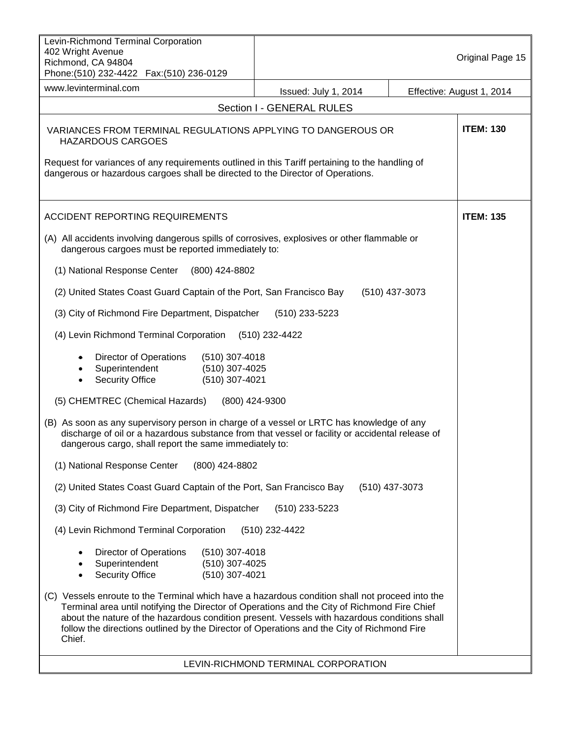## Section I - GENERAL RULES

### VARIANCES FROM TERMINAL REGULATIONS APPLYING TO DANGEROUS OR HAZARDOUS CARGOES

**ITEM: 130**

Request for variances of any requirements outlined in this Tariff pertaining to the handling of dangerous or hazardous cargoes shall be directed to the Director of Operations.

### ACCIDENT REPORTING REQUIREMENTS

**ITEM: 135**

(A) All accidents involving dangerous spills of corrosives, explosives or other flammable or dangerous cargoes must be reported immediately to:

(1) National Response Center (800) 424-8802

(2) United States Coast Guard Captain of the Port, San Francisco Bay (510) 437-3073

(3) City of Richmond Fire Department, Dispatcher (510) 233-5223

(4) Levin Richmond Terminal Corporation (510) 232-4422

- Director of Operations (510) 307-4018
- Superintendent (510) 307-4025
- Security Office (510) 307-4021

(5) CHEMTREC (Chemical Hazards) (800) 424-9300

(B) As soon as any supervisory person in charge of a vessel or LRTC has knowledge of any discharge of oil or a hazardous substance from that vessel or facility or accidental release of dangerous cargo, shall report the same immediately to:

(1) National Response Center (800) 424-8802

(2) United States Coast Guard Captain of the Port, San Francisco Bay (510) 437-3073

(3) City of Richmond Fire Department, Dispatcher (510) 233-5223

(4) Levin Richmond Terminal Corporation (510) 232-4422

- Director of Operations (510) 307-4018
- Superintendent (510) 307-4025
- Security Office (510) 307-4021

(C) Vessels enroute to the Terminal which have a hazardous condition shall not proceed into the Terminal area until notifying the Director of Operations and the City of Richmond Fire Chief about the nature of the hazardous condition present. Vessels with hazardous conditions shall follow the directions outlined by the Director of Operations and the City of Richmond Fire Chief.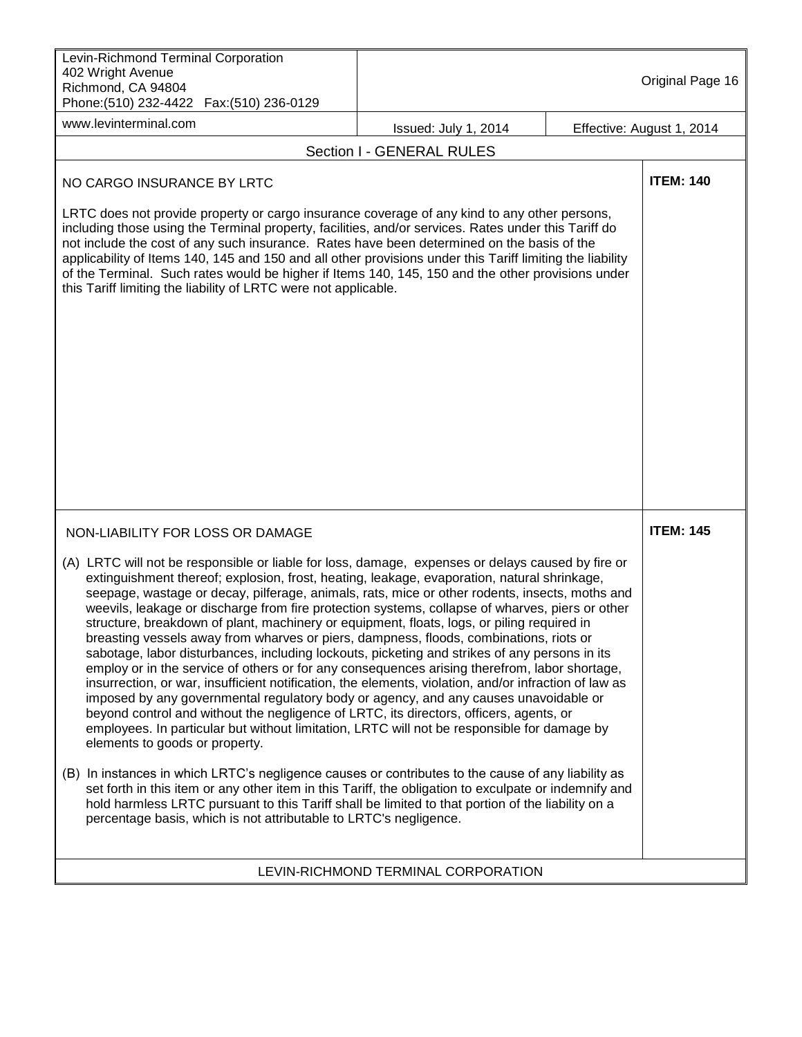## Section I - GENERAL RULES

### NO CARGO INSURANCE BY LRTC

**ITEM: 140**

LRTC does not provide property or cargo insurance coverage of any kind to any other persons, including those using the Terminal property, facilities, and/or services. Rates under this Tariff do not include the cost of any such insurance. Rates have been determined on the basis of the applicability of Items 140, 145 and 150 and all other provisions under this Tariff limiting the liability of the Terminal. Such rates would be higher if Items 140, 145, 150 and the other provisions under this Tariff limiting the liability of LRTC were not applicable.

### NON-LIABILITY FOR LOSS OR DAMAGE

**ITEM: 145**

(A) LRTC will not be responsible or liable for loss, damage, expenses or delays caused by fire or extinguishment thereof; explosion, frost, heating, leakage, evaporation, natural shrinkage, seepage, wastage or decay, pilferage, animals, rats, mice or other rodents, insects, moths and weevils, leakage or discharge from fire protection systems, collapse of wharves, piers or other structure, breakdown of plant, machinery or equipment, floats, logs, or piling required in breasting vessels away from wharves or piers, dampness, floods, combinations, riots or sabotage, labor disturbances, including lockouts, picketing and strikes of any persons in its employ or in the service of others or for any consequences arising therefrom, labor shortage, insurrection, or war, insufficient notification, the elements, violation, and/or infraction of law as imposed by any governmental regulatory body or agency, and any causes unavoidable or beyond control and without the negligence of LRTC, its directors, officers, agents, or employees. In particular but without limitation, LRTC will not be responsible for damage by elements to goods or property.

(B) In instances in which LRTC's negligence causes or contributes to the cause of any liability as set forth in this item or any other item in this Tariff, the obligation to exculpate or indemnify and hold harmless LRTC pursuant to this Tariff shall be limited to that portion of the liability on a percentage basis, which is not attributable to LRTC's negligence.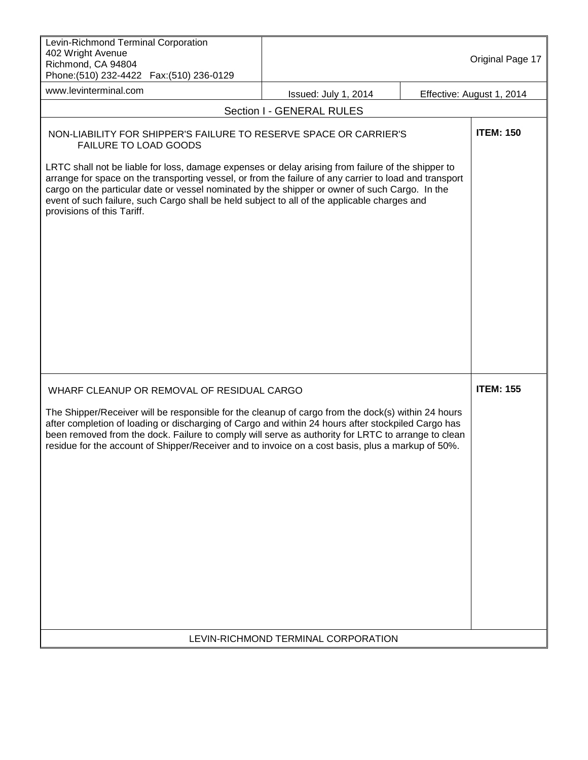## Section I - GENERAL RULES

### NON-LIABILITY FOR SHIPPER'S FAILURE TO RESERVE SPACE OR CARRIER'S FAILURE TO LOAD GOODS

**ITEM: 150**

LRTC shall not be liable for loss, damage expenses or delay arising from failure of the shipper to arrange for space on the transporting vessel, or from the failure of any carrier to load and transport cargo on the particular date or vessel nominated by the shipper or owner of such Cargo. In the event of such failure, such Cargo shall be held subject to all of the applicable charges and provisions of this Tariff.

### WHARF CLEANUP OR REMOVAL OF RESIDUAL CARGO

**ITEM: 155**

The Shipper/Receiver will be responsible for the cleanup of cargo from the dock(s) within 24 hours after completion of loading or discharging of Cargo and within 24 hours after stockpiled Cargo has been removed from the dock. Failure to comply will serve as authority for LRTC to arrange to clean residue for the account of Shipper/Receiver and to invoice on a cost basis, plus a markup of 50%.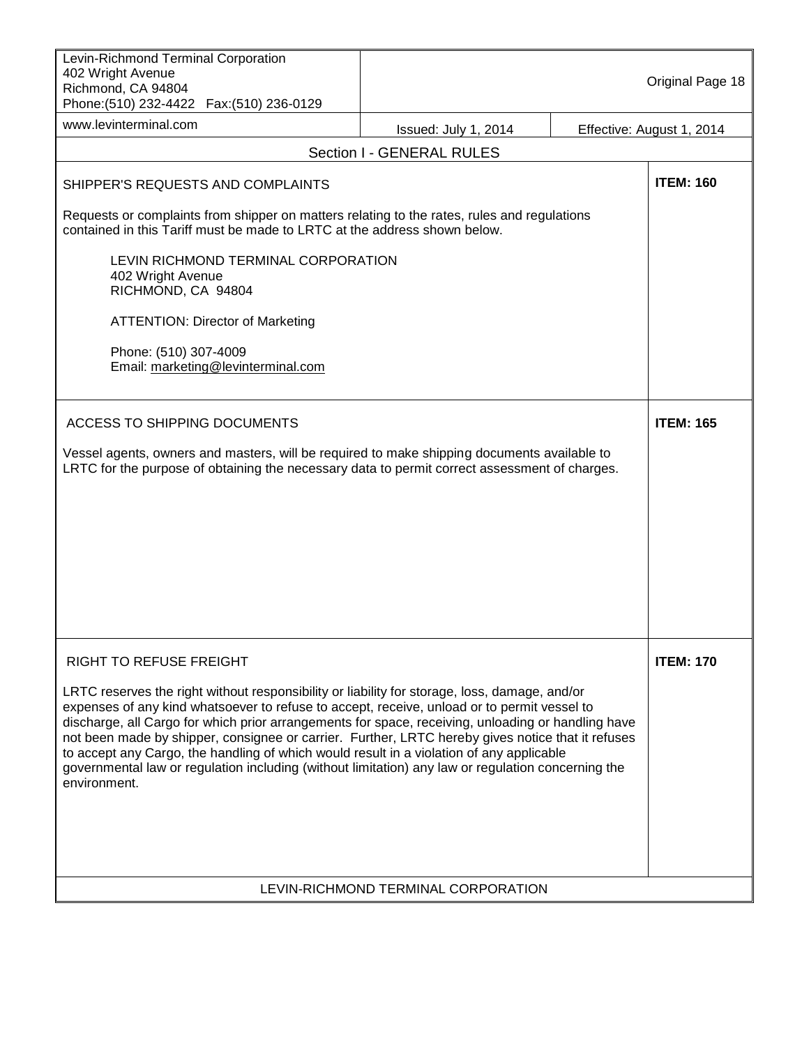## Section I - GENERAL RULES

### SHIPPER'S REQUESTS AND COMPLAINTS

**ITEM: 160**

Requests or complaints from shipper on matters relating to the rates, rules and regulations contained in this Tariff must be made to LRTC at the address shown below.

LEVIN RICHMOND TERMINAL CORPORATION
402 Wright Avenue
RICHMOND, CA 94804

ATTENTION: Director of Marketing

Phone: (510) 307-4009
Email: marketing@levinterminal.com

### ACCESS TO SHIPPING DOCUMENTS

**ITEM: 165**

Vessel agents, owners and masters, will be required to make shipping documents available to LRTC for the purpose of obtaining the necessary data to permit correct assessment of charges.

### RIGHT TO REFUSE FREIGHT

**ITEM: 170**

LRTC reserves the right without responsibility or liability for storage, loss, damage, and/or expenses of any kind whatsoever to refuse to accept, receive, unload or to permit vessel to discharge, all Cargo for which prior arrangements for space, receiving, unloading or handling have not been made by shipper, consignee or carrier. Further, LRTC hereby gives notice that it refuses to accept any Cargo, the handling of which would result in a violation of any applicable governmental law or regulation including (without limitation) any law or regulation concerning the environment.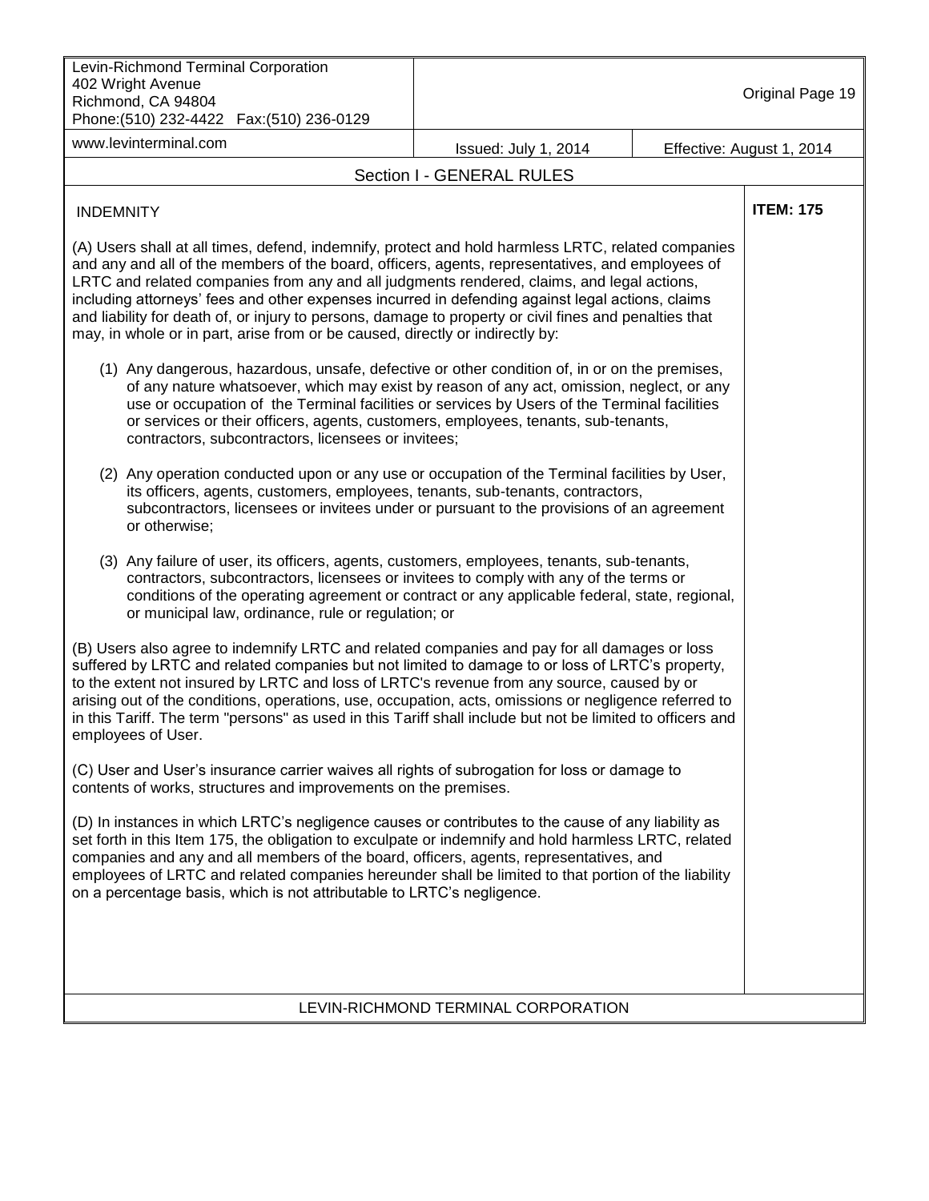## Section I - GENERAL RULES

### INDEMNITY

**ITEM: 175**

(A) Users shall at all times, defend, indemnify, protect and hold harmless LRTC, related companies and any and all of the members of the board, officers, agents, representatives, and employees of LRTC and related companies from any and all judgments rendered, claims, and legal actions, including attorneys' fees and other expenses incurred in defending against legal actions, claims and liability for death of, or injury to persons, damage to property or civil fines and penalties that may, in whole or in part, arise from or be caused, directly or indirectly by:

(1) Any dangerous, hazardous, unsafe, defective or other condition of, in or on the premises, of any nature whatsoever, which may exist by reason of any act, omission, neglect, or any use or occupation of the Terminal facilities or services by Users of the Terminal facilities or services or their officers, agents, customers, employees, tenants, sub-tenants, contractors, subcontractors, licensees or invitees;

(2) Any operation conducted upon or any use or occupation of the Terminal facilities by User, its officers, agents, customers, employees, tenants, sub-tenants, contractors, subcontractors, licensees or invitees under or pursuant to the provisions of an agreement or otherwise;

(3) Any failure of user, its officers, agents, customers, employees, tenants, sub-tenants, contractors, subcontractors, licensees or invitees to comply with any of the terms or conditions of the operating agreement or contract or any applicable federal, state, regional, or municipal law, ordinance, rule or regulation; or

(B) Users also agree to indemnify LRTC and related companies and pay for all damages or loss suffered by LRTC and related companies but not limited to damage to or loss of LRTC's property, to the extent not insured by LRTC and loss of LRTC's revenue from any source, caused by or arising out of the conditions, operations, use, occupation, acts, omissions or negligence referred to in this Tariff. The term "persons" as used in this Tariff shall include but not be limited to officers and employees of User.

(C) User and User's insurance carrier waives all rights of subrogation for loss or damage to contents of works, structures and improvements on the premises.

(D) In instances in which LRTC's negligence causes or contributes to the cause of any liability as set forth in this Item 175, the obligation to exculpate or indemnify and hold harmless LRTC, related companies and any and all members of the board, officers, agents, representatives, and employees of LRTC and related companies hereunder shall be limited to that portion of the liability on a percentage basis, which is not attributable to LRTC's negligence.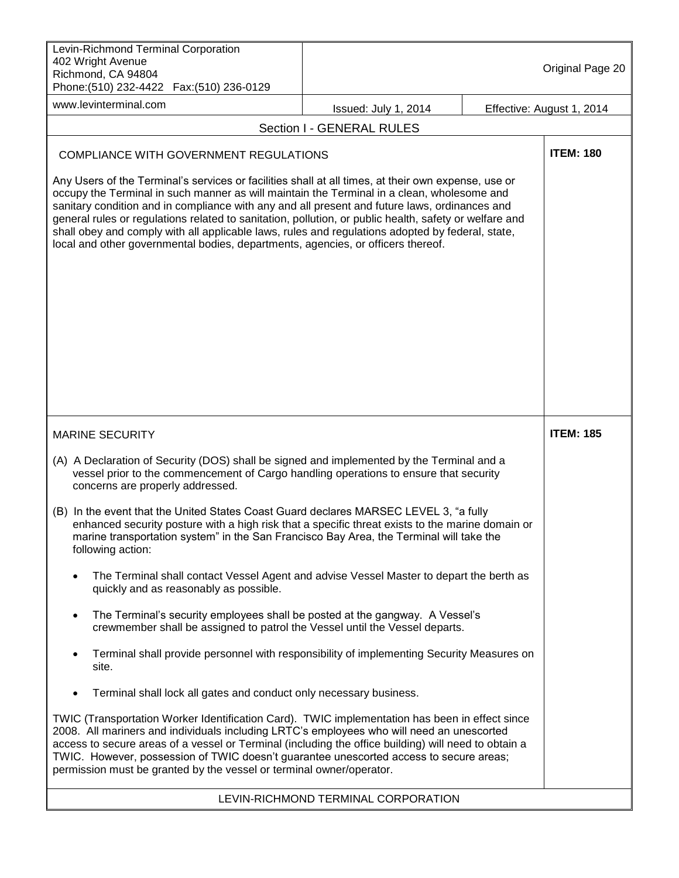## Section I - GENERAL RULES

### COMPLIANCE WITH GOVERNMENT REGULATIONS

**ITEM: 180**

Any Users of the Terminal's services or facilities shall at all times, at their own expense, use or occupy the Terminal in such manner as will maintain the Terminal in a clean, wholesome and sanitary condition and in compliance with any and all present and future laws, ordinances and general rules or regulations related to sanitation, pollution, or public health, safety or welfare and shall obey and comply with all applicable laws, rules and regulations adopted by federal, state, local and other governmental bodies, departments, agencies, or officers thereof.

### MARINE SECURITY

**ITEM: 185**

(A) A Declaration of Security (DOS) shall be signed and implemented by the Terminal and a vessel prior to the commencement of Cargo handling operations to ensure that security concerns are properly addressed.

(B) In the event that the United States Coast Guard declares MARSEC LEVEL 3, "a fully enhanced security posture with a high risk that a specific threat exists to the marine domain or marine transportation system" in the San Francisco Bay Area, the Terminal will take the following action:

- The Terminal shall contact Vessel Agent and advise Vessel Master to depart the berth as quickly and as reasonably as possible.
- The Terminal's security employees shall be posted at the gangway. A Vessel's crewmember shall be assigned to patrol the Vessel until the Vessel departs.
- Terminal shall provide personnel with responsibility of implementing Security Measures on site.
- Terminal shall lock all gates and conduct only necessary business.

TWIC (Transportation Worker Identification Card). TWIC implementation has been in effect since 2008. All mariners and individuals including LRTC's employees who will need an unescorted access to secure areas of a vessel or Terminal (including the office building) will need to obtain a TWIC. However, possession of TWIC doesn't guarantee unescorted access to secure areas; permission must be granted by the vessel or terminal owner/operator.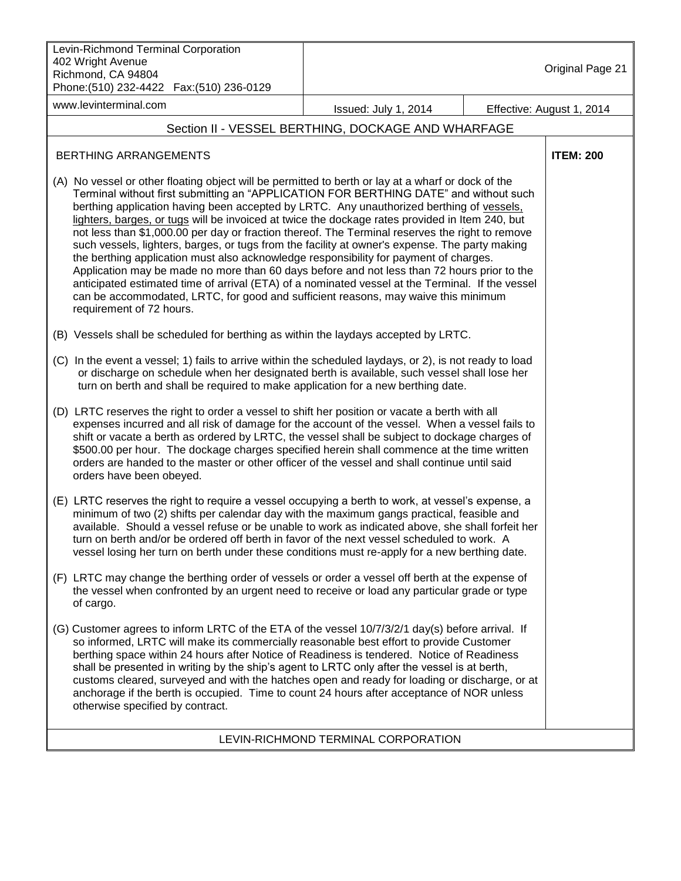## Section II - VESSEL BERTHING, DOCKAGE AND WHARFAGE

### BERTHING ARRANGEMENTS

**ITEM: 200**

(A) No vessel or other floating object will be permitted to berth or lay at a wharf or dock of the Terminal without first submitting an "APPLICATION FOR BERTHING DATE" and without such berthing application having been accepted by LRTC. Any unauthorized berthing of vessels, lighters, barges, or tugs will be invoiced at twice the dockage rates provided in Item 240, but not less than $1,000.00 per day or fraction thereof. The Terminal reserves the right to remove such vessels, lighters, barges, or tugs from the facility at owner's expense. The party making the berthing application must also acknowledge responsibility for payment of charges. Application may be made no more than 60 days before and not less than 72 hours prior to the anticipated estimated time of arrival (ETA) of a nominated vessel at the Terminal. If the vessel can be accommodated, LRTC, for good and sufficient reasons, may waive this minimum requirement of 72 hours.

(B) Vessels shall be scheduled for berthing as within the laydays accepted by LRTC.

(C) In the event a vessel; 1) fails to arrive within the scheduled laydays, or 2), is not ready to load or discharge on schedule when her designated berth is available, such vessel shall lose her turn on berth and shall be required to make application for a new berthing date.

(D) LRTC reserves the right to order a vessel to shift her position or vacate a berth with all expenses incurred and all risk of damage for the account of the vessel. When a vessel fails to shift or vacate a berth as ordered by LRTC, the vessel shall be subject to dockage charges of $500.00 per hour. The dockage charges specified herein shall commence at the time written orders are handed to the master or other officer of the vessel and shall continue until said orders have been obeyed.

(E) LRTC reserves the right to require a vessel occupying a berth to work, at vessel's expense, a minimum of two (2) shifts per calendar day with the maximum gangs practical, feasible and available. Should a vessel refuse or be unable to work as indicated above, she shall forfeit her turn on berth and/or be ordered off berth in favor of the next vessel scheduled to work. A vessel losing her turn on berth under these conditions must re-apply for a new berthing date.

(F) LRTC may change the berthing order of vessels or order a vessel off berth at the expense of the vessel when confronted by an urgent need to receive or load any particular grade or type of cargo.

(G) Customer agrees to inform LRTC of the ETA of the vessel 10/7/3/2/1 day(s) before arrival. If so informed, LRTC will make its commercially reasonable best effort to provide Customer berthing space within 24 hours after Notice of Readiness is tendered. Notice of Readiness shall be presented in writing by the ship's agent to LRTC only after the vessel is at berth, customs cleared, surveyed and with the hatches open and ready for loading or discharge, or at anchorage if the berth is occupied. Time to count 24 hours after acceptance of NOR unless otherwise specified by contract.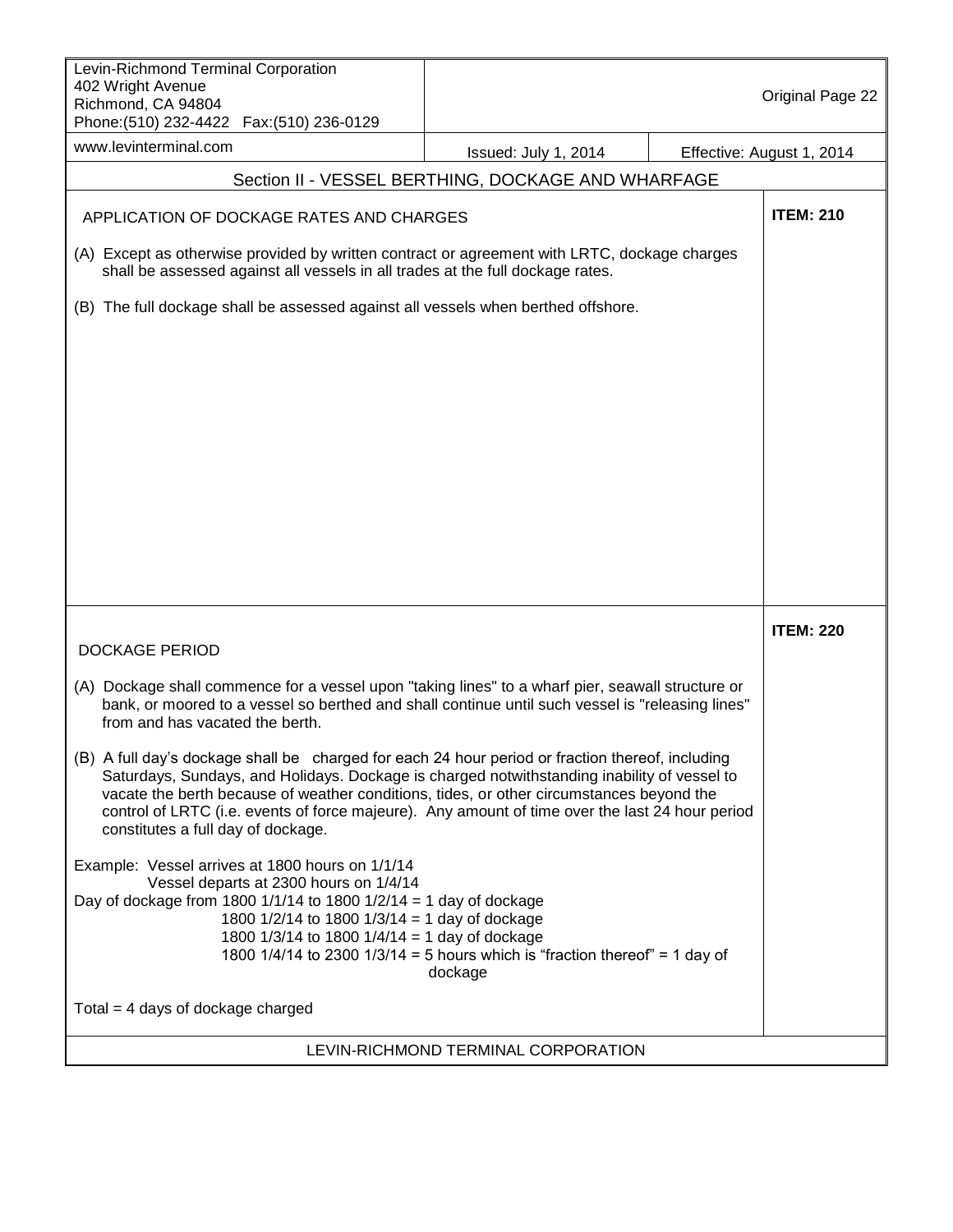Levin-Richmond Terminal Corporation
402 Wright Avenue
Richmond, CA 94804
Phone:(510) 232-4422 Fax:(510) 236-0129
www.levinterminal.com

Original Page 22

Issued: July 1, 2014 | Effective: August 1, 2014

## Section II - VESSEL BERTHING, DOCKAGE AND WHARFAGE

### APPLICATION OF DOCKAGE RATES AND CHARGES

**ITEM: 210**

(A) Except as otherwise provided by written contract or agreement with LRTC, dockage charges shall be assessed against all vessels in all trades at the full dockage rates.

(B) The full dockage shall be assessed against all vessels when berthed offshore.

### DOCKAGE PERIOD

**ITEM: 220**

(A) Dockage shall commence for a vessel upon "taking lines" to a wharf pier, seawall structure or bank, or moored to a vessel so berthed and shall continue until such vessel is "releasing lines" from and has vacated the berth.

(B) A full day's dockage shall be charged for each 24 hour period or fraction thereof, including Saturdays, Sundays, and Holidays. Dockage is charged notwithstanding inability of vessel to vacate the berth because of weather conditions, tides, or other circumstances beyond the control of LRTC (i.e. events of force majeure). Any amount of time over the last 24 hour period constitutes a full day of dockage.

Example: Vessel arrives at 1800 hours on 1/1/14
Vessel departs at 2300 hours on 1/4/14

Day of dockage from 1800 1/1/14 to 1800 1/2/14 = 1 day of dockage
1800 1/2/14 to 1800 1/3/14 = 1 day of dockage
1800 1/3/14 to 1800 1/4/14 = 1 day of dockage
1800 1/4/14 to 2300 1/3/14 = 5 hours which is "fraction thereof" = 1 day of dockage

Total = 4 days of dockage charged

LEVIN-RICHMOND TERMINAL CORPORATION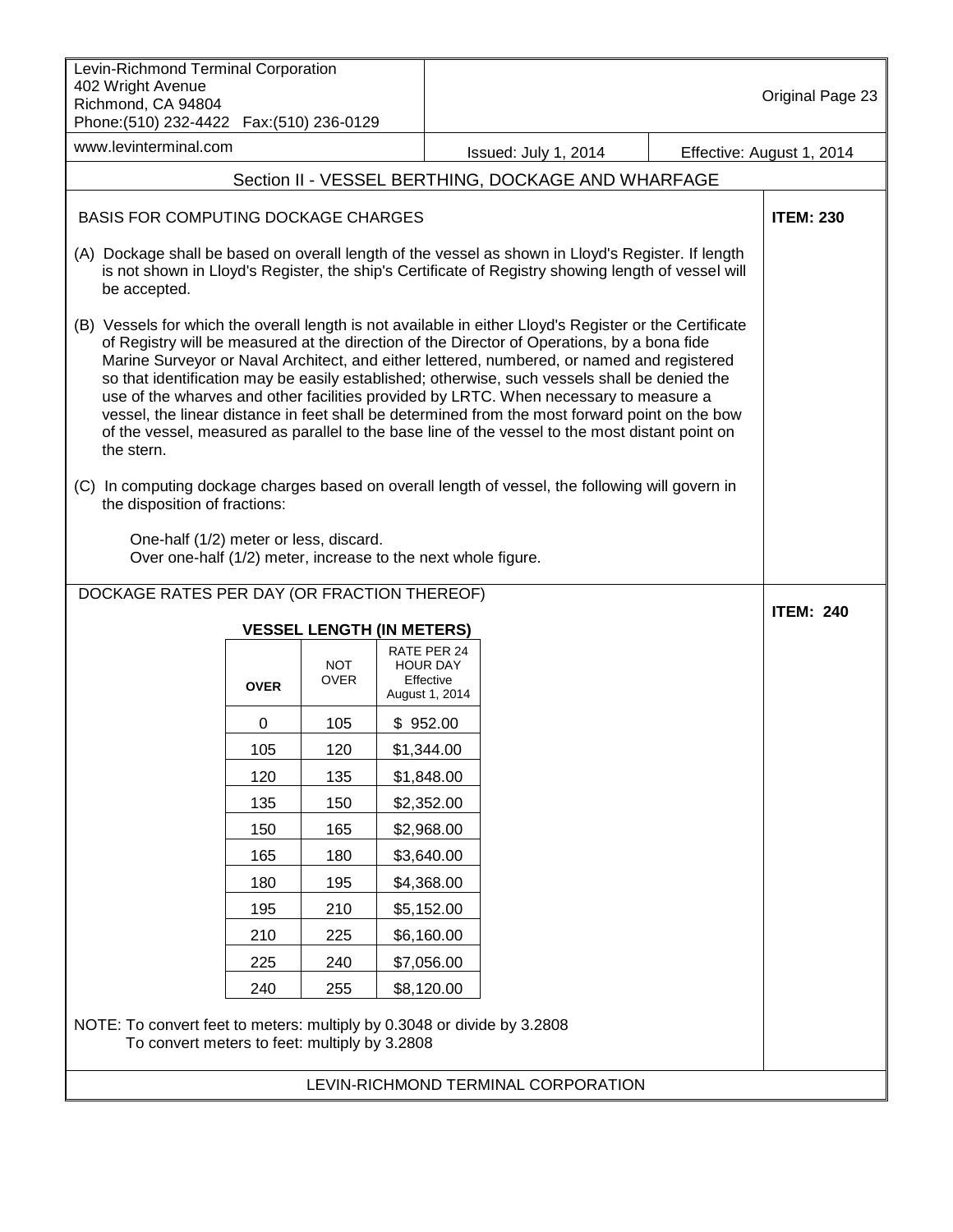Levin-Richmond Terminal Corporation
402 Wright Avenue
Richmond, CA 94804
Phone:(510) 232-4422 Fax:(510) 236-0129
www.levinterminal.com

Original Page 23

Issued: July 1, 2014 | Effective: August 1, 2014

## Section II - VESSEL BERTHING, DOCKAGE AND WHARFAGE

### BASIS FOR COMPUTING DOCKAGE CHARGES

**ITEM: 230**

(A) Dockage shall be based on overall length of the vessel as shown in Lloyd's Register. If length is not shown in Lloyd's Register, the ship's Certificate of Registry showing length of vessel will be accepted.

(B) Vessels for which the overall length is not available in either Lloyd's Register or the Certificate of Registry will be measured at the direction of the Director of Operations, by a bona fide Marine Surveyor or Naval Architect, and either lettered, numbered, or named and registered so that identification may be easily established; otherwise, such vessels shall be denied the use of the wharves and other facilities provided by LRTC. When necessary to measure a vessel, the linear distance in feet shall be determined from the most forward point on the bow of the vessel, measured as parallel to the base line of the vessel to the most distant point on the stern.

(C) In computing dockage charges based on overall length of vessel, the following will govern in the disposition of fractions:

One-half (1/2) meter or less, discard.
Over one-half (1/2) meter, increase to the next whole figure.

### DOCKAGE RATES PER DAY (OR FRACTION THEREOF)

**ITEM: 240**

**VESSEL LENGTH (IN METERS)**

| OVER | NOT OVER | RATE PER 24 HOUR DAY Effective August 1, 2014 |
|---|---|---|
| 0 | 105 | $ 952.00 |
| 105 | 120 | $1,344.00 |
| 120 | 135 | $1,848.00 |
| 135 | 150 | $2,352.00 |
| 150 | 165 | $2,968.00 |
| 165 | 180 | $3,640.00 |
| 180 | 195 | $4,368.00 |
| 195 | 210 | $5,152.00 |
| 210 | 225 | $6,160.00 |
| 225 | 240 | $7,056.00 |
| 240 | 255 | $8,120.00 |

NOTE: To convert feet to meters: multiply by 0.3048 or divide by 3.2808
To convert meters to feet: multiply by 3.2808

LEVIN-RICHMOND TERMINAL CORPORATION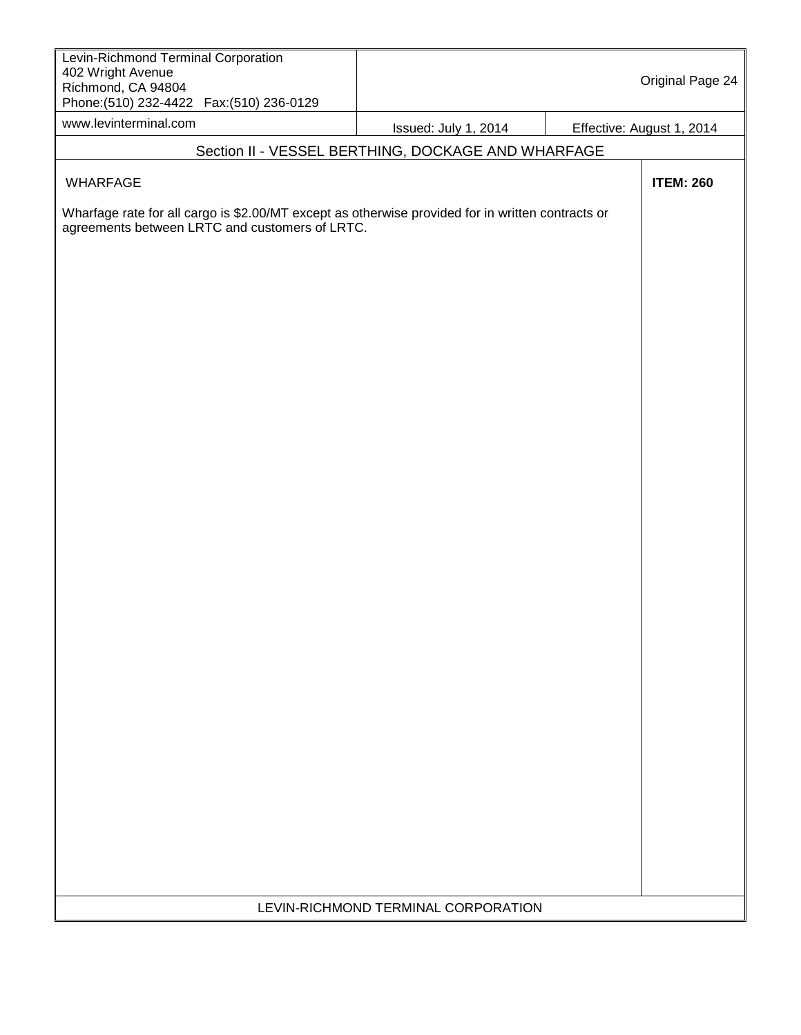## Section II - VESSEL BERTHING, DOCKAGE AND WHARFAGE

### WHARFAGE

**ITEM: 260**

Wharfage rate for all cargo is $2.00/MT except as otherwise provided for in written contracts or agreements between LRTC and customers of LRTC.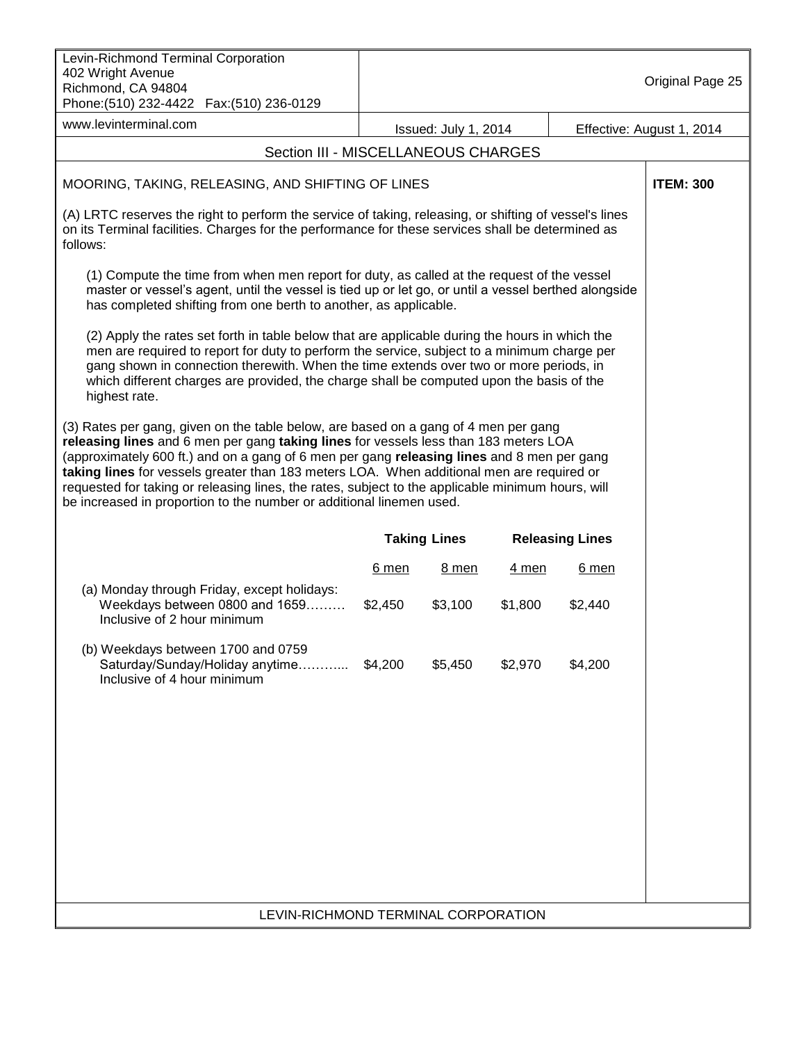Levin-Richmond Terminal Corporation
402 Wright Avenue
Richmond, CA 94804
Phone:(510) 232-4422 Fax:(510) 236-0129
www.levinterminal.com

Original Page 25

Issued: July 1, 2014 | Effective: August 1, 2014

## Section III - MISCELLANEOUS CHARGES

### MOORING, TAKING, RELEASING, AND SHIFTING OF LINES

**ITEM: 300**

(A) LRTC reserves the right to perform the service of taking, releasing, or shifting of vessel's lines on its Terminal facilities. Charges for the performance for these services shall be determined as follows:

(1) Compute the time from when men report for duty, as called at the request of the vessel master or vessel's agent, until the vessel is tied up or let go, or until a vessel berthed alongside has completed shifting from one berth to another, as applicable.

(2) Apply the rates set forth in table below that are applicable during the hours in which the men are required to report for duty to perform the service, subject to a minimum charge per gang shown in connection therewith. When the time extends over two or more periods, in which different charges are provided, the charge shall be computed upon the basis of the highest rate.

(3) Rates per gang, given on the table below, are based on a gang of 4 men per gang **releasing lines** and 6 men per gang **taking lines** for vessels less than 183 meters LOA (approximately 600 ft.) and on a gang of 6 men per gang **releasing lines** and 8 men per gang **taking lines** for vessels greater than 183 meters LOA. When additional men are required or requested for taking or releasing lines, the rates, subject to the applicable minimum hours, will be increased in proportion to the number or additional linemen used.

| | Taking Lines | | Releasing Lines | |
|---|---|---|---|---|
| | 6 men | 8 men | 4 men | 6 men |
| (a) Monday through Friday, except holidays: Weekdays between 0800 and 1659……… Inclusive of 2 hour minimum | $2,450 | $3,100 | $1,800 | $2,440 |
| (b) Weekdays between 1700 and 0759 Saturday/Sunday/Holiday anytime……….. Inclusive of 4 hour minimum | $4,200 | $5,450 | $2,970 | $4,200 |

LEVIN-RICHMOND TERMINAL CORPORATION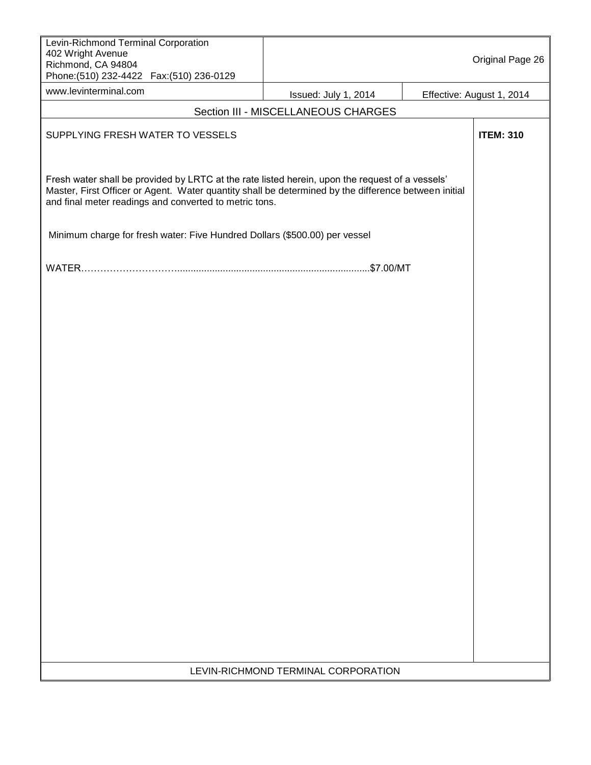## Section III - MISCELLANEOUS CHARGES

### SUPPLYING FRESH WATER TO VESSELS

**ITEM: 310**

Fresh water shall be provided by LRTC at the rate listed herein, upon the request of a vessels' Master, First Officer or Agent. Water quantity shall be determined by the difference between initial and final meter readings and converted to metric tons.

Minimum charge for fresh water: Five Hundred Dollars ($500.00) per vessel

WATER……………………………........................................................................$7.00/MT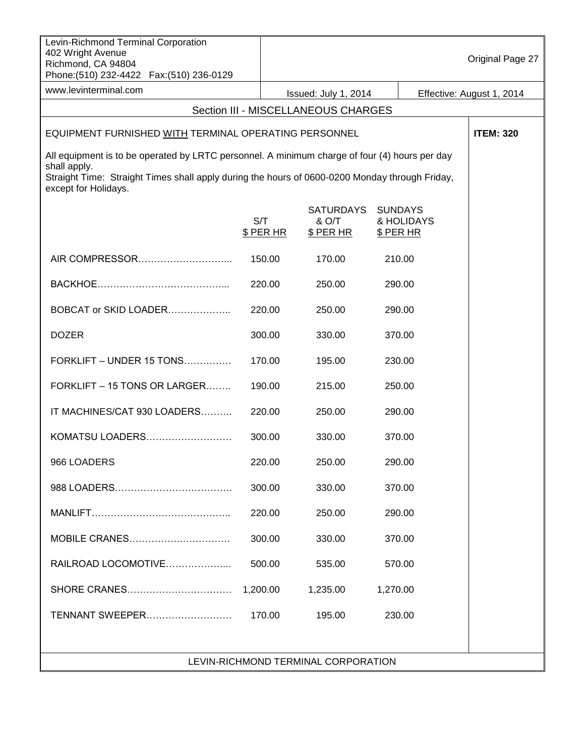Levin-Richmond Terminal Corporation
402 Wright Avenue
Richmond, CA 94804
Phone:(510) 232-4422 Fax:(510) 236-0129
www.levinterminal.com

Original Page 27

Issued: July 1, 2014 | Effective: August 1, 2014

## Section III - MISCELLANEOUS CHARGES

### EQUIPMENT FURNISHED WITH TERMINAL OPERATING PERSONNEL

**ITEM: 320**

All equipment is to be operated by LRTC personnel. A minimum charge of four (4) hours per day shall apply.
Straight Time: Straight Times shall apply during the hours of 0600-0200 Monday through Friday, except for Holidays.

| | S/T $ PER HR | SATURDAYS & O/T $ PER HR | SUNDAYS & HOLIDAYS $ PER HR |
|---|---|---|---|
| AIR COMPRESSOR | 150.00 | 170.00 | 210.00 |
| BACKHOE | 220.00 | 250.00 | 290.00 |
| BOBCAT or SKID LOADER | 220.00 | 250.00 | 290.00 |
| DOZER | 300.00 | 330.00 | 370.00 |
| FORKLIFT – UNDER 15 TONS | 170.00 | 195.00 | 230.00 |
| FORKLIFT – 15 TONS OR LARGER | 190.00 | 215.00 | 250.00 |
| IT MACHINES/CAT 930 LOADERS | 220.00 | 250.00 | 290.00 |
| KOMATSU LOADERS | 300.00 | 330.00 | 370.00 |
| 966 LOADERS | 220.00 | 250.00 | 290.00 |
| 988 LOADERS | 300.00 | 330.00 | 370.00 |
| MANLIFT | 220.00 | 250.00 | 290.00 |
| MOBILE CRANES | 300.00 | 330.00 | 370.00 |
| RAILROAD LOCOMOTIVE | 500.00 | 535.00 | 570.00 |
| SHORE CRANES | 1,200.00 | 1,235.00 | 1,270.00 |
| TENNANT SWEEPER | 170.00 | 195.00 | 230.00 |

LEVIN-RICHMOND TERMINAL CORPORATION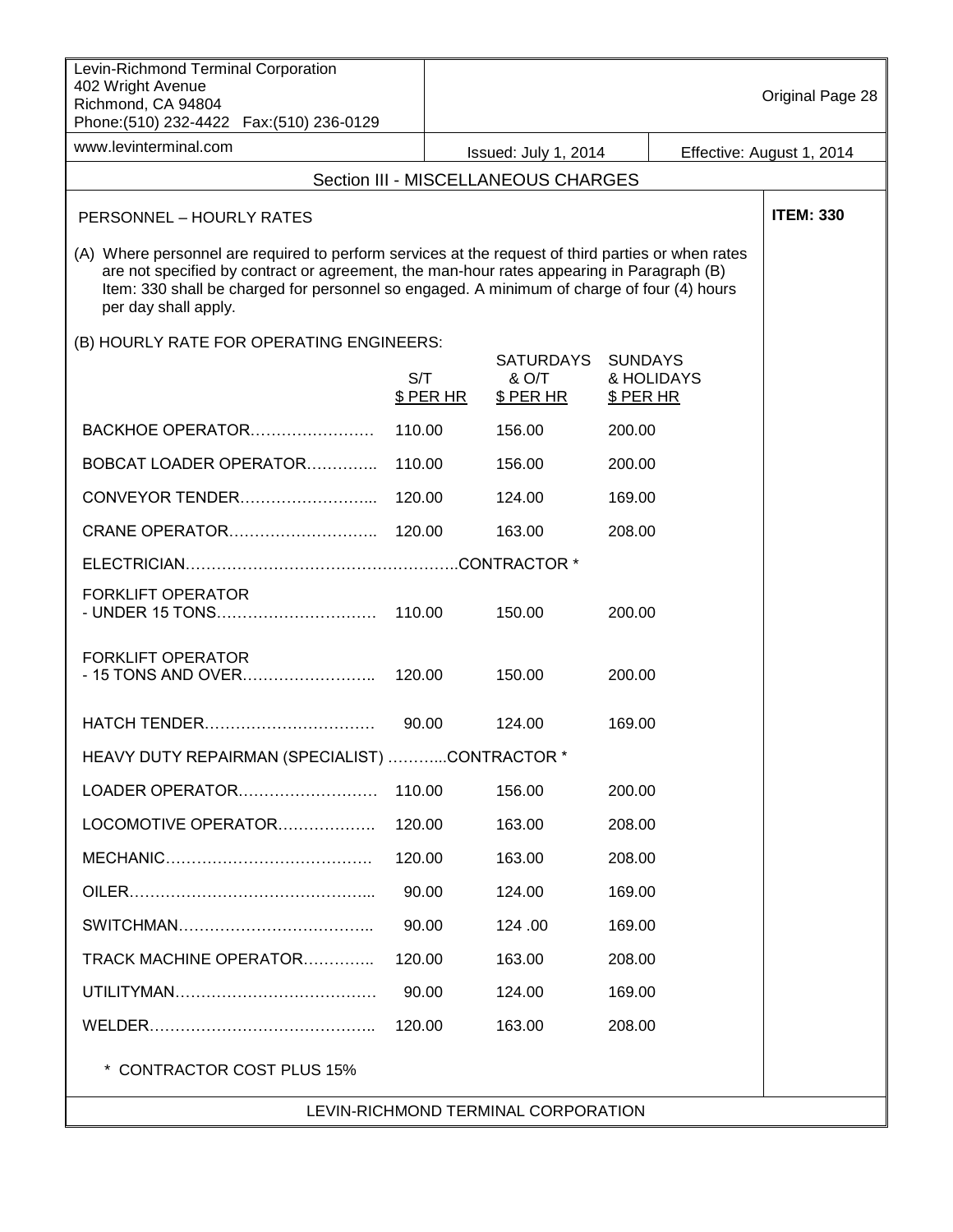Levin-Richmond Terminal Corporation
402 Wright Avenue
Richmond, CA 94804
Phone:(510) 232-4422 Fax:(510) 236-0129
www.levinterminal.com

Original Page 28

Issued: July 1, 2014 | Effective: August 1, 2014

## Section III - MISCELLANEOUS CHARGES

### PERSONNEL – HOURLY RATES

**ITEM: 330**

(A) Where personnel are required to perform services at the request of third parties or when rates are not specified by contract or agreement, the man-hour rates appearing in Paragraph (B) Item: 330 shall be charged for personnel so engaged. A minimum of charge of four (4) hours per day shall apply.

(B) HOURLY RATE FOR OPERATING ENGINEERS:

| | S/T $ PER HR | SATURDAYS & O/T $ PER HR | SUNDAYS & HOLIDAYS $ PER HR |
|---|---|---|---|
| BACKHOE OPERATOR | 110.00 | 156.00 | 200.00 |
| BOBCAT LOADER OPERATOR | 110.00 | 156.00 | 200.00 |
| CONVEYOR TENDER | 120.00 | 124.00 | 169.00 |
| CRANE OPERATOR | 120.00 | 163.00 | 208.00 |
| ELECTRICIAN | CONTRACTOR * | | |
| FORKLIFT OPERATOR - UNDER 15 TONS | 110.00 | 150.00 | 200.00 |
| FORKLIFT OPERATOR - 15 TONS AND OVER | 120.00 | 150.00 | 200.00 |
| HATCH TENDER | 90.00 | 124.00 | 169.00 |
| HEAVY DUTY REPAIRMAN (SPECIALIST) | CONTRACTOR * | | |
| LOADER OPERATOR | 110.00 | 156.00 | 200.00 |
| LOCOMOTIVE OPERATOR | 120.00 | 163.00 | 208.00 |
| MECHANIC | 120.00 | 163.00 | 208.00 |
| OILER | 90.00 | 124.00 | 169.00 |
| SWITCHMAN | 90.00 | 124 .00 | 169.00 |
| TRACK MACHINE OPERATOR | 120.00 | 163.00 | 208.00 |
| UTILITYMAN | 90.00 | 124.00 | 169.00 |
| WELDER | 120.00 | 163.00 | 208.00 |

\* CONTRACTOR COST PLUS 15%

LEVIN-RICHMOND TERMINAL CORPORATION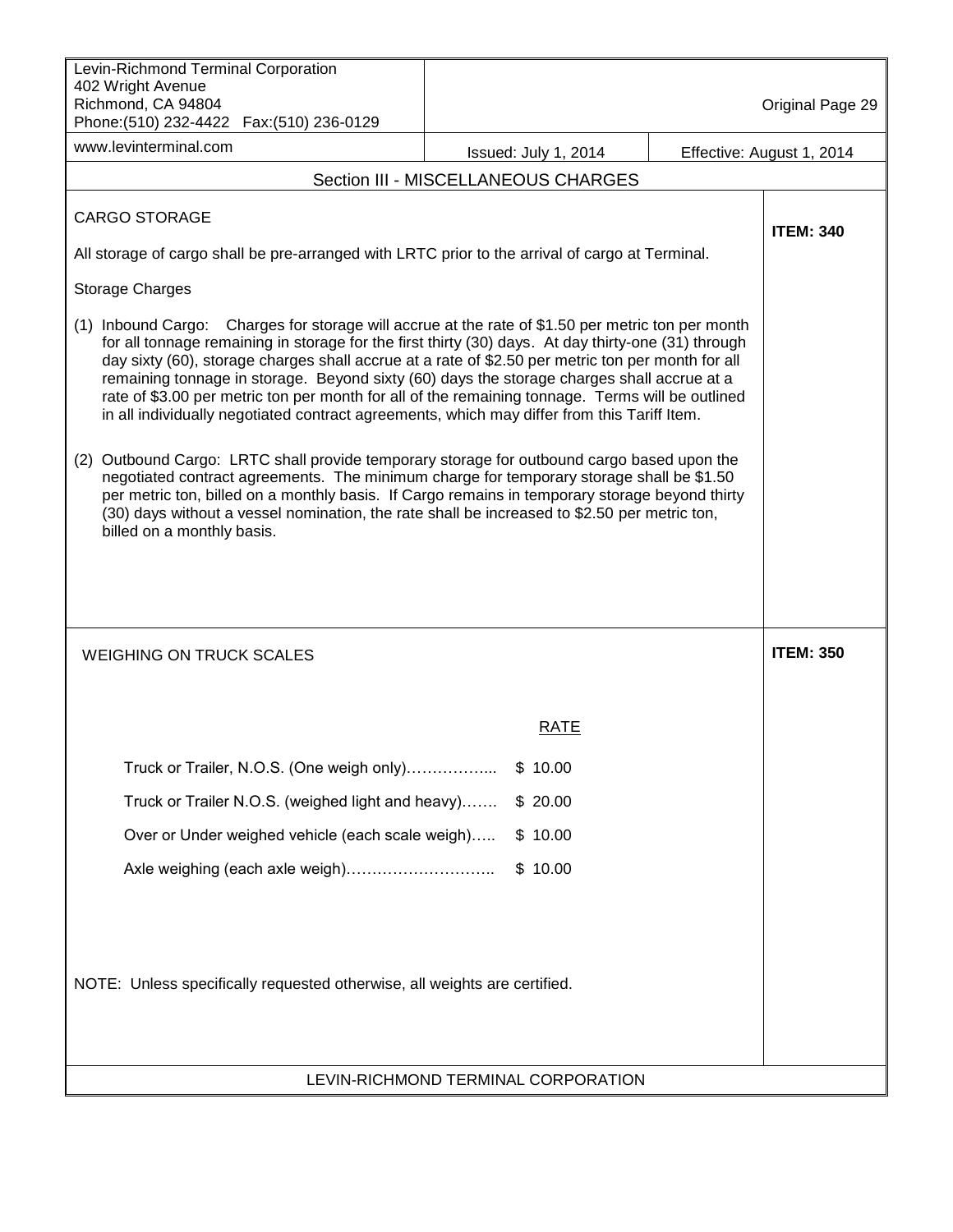## Section III - MISCELLANEOUS CHARGES

### CARGO STORAGE

**ITEM: 340**

All storage of cargo shall be pre-arranged with LRTC prior to the arrival of cargo at Terminal.

Storage Charges

(1) Inbound Cargo: Charges for storage will accrue at the rate of $1.50 per metric ton per month for all tonnage remaining in storage for the first thirty (30) days. At day thirty-one (31) through day sixty (60), storage charges shall accrue at a rate of $2.50 per metric ton per month for all remaining tonnage in storage. Beyond sixty (60) days the storage charges shall accrue at a rate of $3.00 per metric ton per month for all of the remaining tonnage. Terms will be outlined in all individually negotiated contract agreements, which may differ from this Tariff Item.

(2) Outbound Cargo: LRTC shall provide temporary storage for outbound cargo based upon the negotiated contract agreements. The minimum charge for temporary storage shall be $1.50 per metric ton, billed on a monthly basis. If Cargo remains in temporary storage beyond thirty (30) days without a vessel nomination, the rate shall be increased to $2.50 per metric ton, billed on a monthly basis.

### WEIGHING ON TRUCK SCALES

**ITEM: 350**

| | RATE |
|---|---|
| Truck or Trailer, N.O.S. (One weigh only)…………….... | $ 10.00 |
| Truck or Trailer N.O.S. (weighed light and heavy)……. | $ 20.00 |
| Over or Under weighed vehicle (each scale weigh)….. | $ 10.00 |
| Axle weighing (each axle weigh)……………………….. | $ 10.00 |

NOTE: Unless specifically requested otherwise, all weights are certified.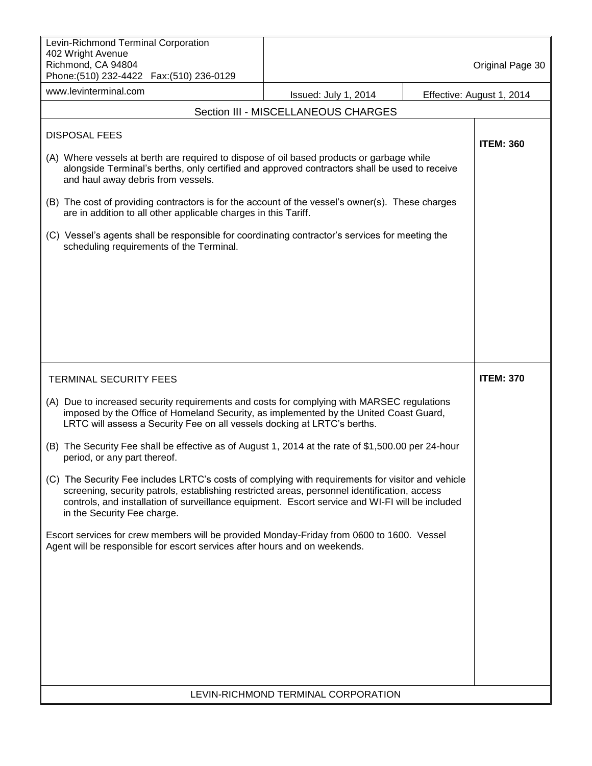## Section III - MISCELLANEOUS CHARGES

### DISPOSAL FEES

**ITEM: 360**

(A) Where vessels at berth are required to dispose of oil based products or garbage while alongside Terminal's berths, only certified and approved contractors shall be used to receive and haul away debris from vessels.

(B) The cost of providing contractors is for the account of the vessel's owner(s). These charges are in addition to all other applicable charges in this Tariff.

(C) Vessel's agents shall be responsible for coordinating contractor's services for meeting the scheduling requirements of the Terminal.

### TERMINAL SECURITY FEES

**ITEM: 370**

(A) Due to increased security requirements and costs for complying with MARSEC regulations imposed by the Office of Homeland Security, as implemented by the United Coast Guard, LRTC will assess a Security Fee on all vessels docking at LRTC's berths.

(B) The Security Fee shall be effective as of August 1, 2014 at the rate of $1,500.00 per 24-hour period, or any part thereof.

(C) The Security Fee includes LRTC's costs of complying with requirements for visitor and vehicle screening, security patrols, establishing restricted areas, personnel identification, access controls, and installation of surveillance equipment. Escort service and WI-FI will be included in the Security Fee charge.

Escort services for crew members will be provided Monday-Friday from 0600 to 1600. Vessel Agent will be responsible for escort services after hours and on weekends.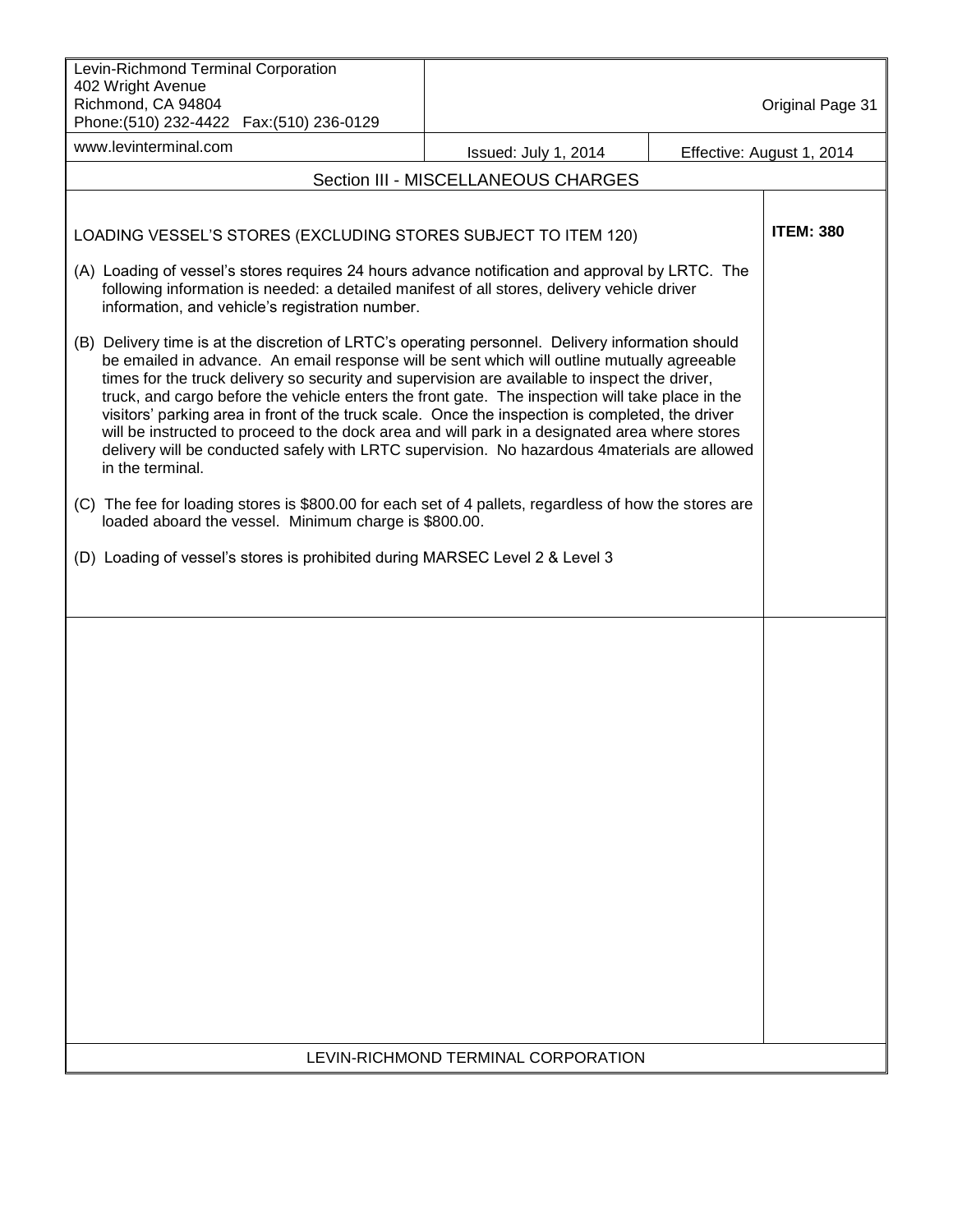## Section III - MISCELLANEOUS CHARGES

**ITEM: 380**

LOADING VESSEL'S STORES (EXCLUDING STORES SUBJECT TO ITEM 120)

(A) Loading of vessel's stores requires 24 hours advance notification and approval by LRTC. The following information is needed: a detailed manifest of all stores, delivery vehicle driver information, and vehicle's registration number.

(B) Delivery time is at the discretion of LRTC's operating personnel. Delivery information should be emailed in advance. An email response will be sent which will outline mutually agreeable times for the truck delivery so security and supervision are available to inspect the driver, truck, and cargo before the vehicle enters the front gate. The inspection will take place in the visitors' parking area in front of the truck scale. Once the inspection is completed, the driver will be instructed to proceed to the dock area and will park in a designated area where stores delivery will be conducted safely with LRTC supervision. No hazardous 4materials are allowed in the terminal.

(C) The fee for loading stores is $800.00 for each set of 4 pallets, regardless of how the stores are loaded aboard the vessel. Minimum charge is $800.00.

(D) Loading of vessel's stores is prohibited during MARSEC Level 2 & Level 3